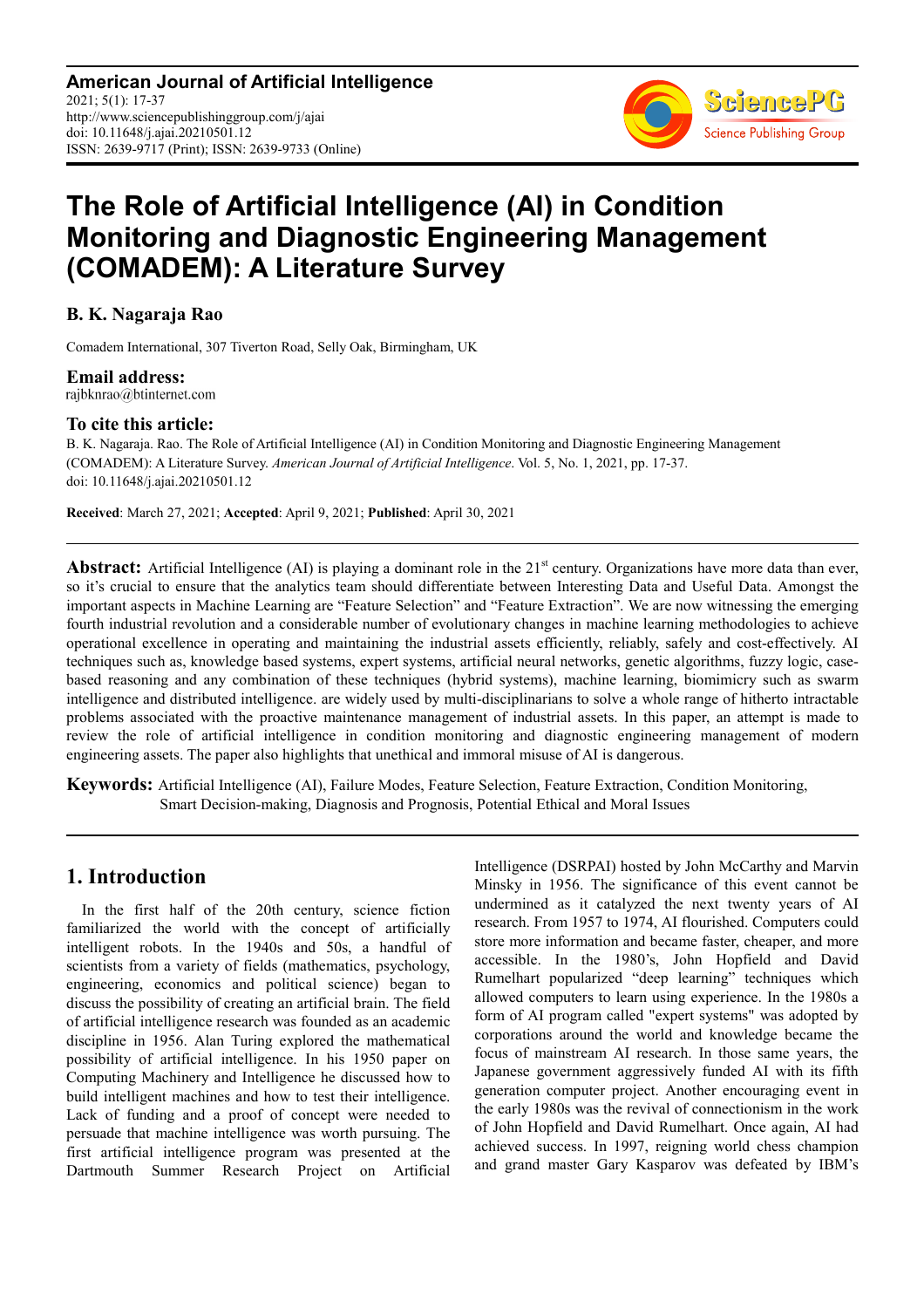**American Journal of Artificial Intelligence**
2021; 5(1): 17-37
http://www.sciencepublishinggroup.com/j/ajai
doi: 10.11648/j.ajai.20210501.12
ISSN: 2639-9717 (Print); ISSN: 2639-9733 (Online)

# The Role of Artificial Intelligence (AI) in Condition Monitoring and Diagnostic Engineering Management (COMADEM): A Literature Survey

**B. K. Nagaraja Rao**

Comadem International, 307 Tiverton Road, Selly Oak, Birmingham, UK

**Email address:**
rajbknrao@btinternet.com

**To cite this article:**
B. K. Nagaraja. Rao. The Role of Artificial Intelligence (AI) in Condition Monitoring and Diagnostic Engineering Management (COMADEM): A Literature Survey. *American Journal of Artificial Intelligence*. Vol. 5, No. 1, 2021, pp. 17-37.
doi: 10.11648/j.ajai.20210501.12

**Received**: March 27, 2021; **Accepted**: April 9, 2021; **Published**: April 30, 2021

**Abstract:** Artificial Intelligence (AI) is playing a dominant role in the 21st century. Organizations have more data than ever, so it's crucial to ensure that the analytics team should differentiate between Interesting Data and Useful Data. Amongst the important aspects in Machine Learning are "Feature Selection" and "Feature Extraction". We are now witnessing the emerging fourth industrial revolution and a considerable number of evolutionary changes in machine learning methodologies to achieve operational excellence in operating and maintaining the industrial assets efficiently, reliably, safely and cost-effectively. AI techniques such as, knowledge based systems, expert systems, artificial neural networks, genetic algorithms, fuzzy logic, case-based reasoning and any combination of these techniques (hybrid systems), machine learning, biomimicry such as swarm intelligence and distributed intelligence. are widely used by multi-disciplinarians to solve a whole range of hitherto intractable problems associated with the proactive maintenance management of industrial assets. In this paper, an attempt is made to review the role of artificial intelligence in condition monitoring and diagnostic engineering management of modern engineering assets. The paper also highlights that unethical and immoral misuse of AI is dangerous.

**Keywords:** Artificial Intelligence (AI), Failure Modes, Feature Selection, Feature Extraction, Condition Monitoring, Smart Decision-making, Diagnosis and Prognosis, Potential Ethical and Moral Issues

## 1. Introduction

In the first half of the 20th century, science fiction familiarized the world with the concept of artificially intelligent robots. In the 1940s and 50s, a handful of scientists from a variety of fields (mathematics, psychology, engineering, economics and political science) began to discuss the possibility of creating an artificial brain. The field of artificial intelligence research was founded as an academic discipline in 1956. Alan Turing explored the mathematical possibility of artificial intelligence. In his 1950 paper on Computing Machinery and Intelligence he discussed how to build intelligent machines and how to test their intelligence. Lack of funding and a proof of concept were needed to persuade that machine intelligence was worth pursuing. The first artificial intelligence program was presented at the Dartmouth Summer Research Project on Artificial Intelligence (DSRPAI) hosted by John McCarthy and Marvin Minsky in 1956. The significance of this event cannot be undermined as it catalyzed the next twenty years of AI research. From 1957 to 1974, AI flourished. Computers could store more information and became faster, cheaper, and more accessible. In the 1980's, John Hopfield and David Rumelhart popularized "deep learning" techniques which allowed computers to learn using experience. In the 1980s a form of AI program called "expert systems" was adopted by corporations around the world and knowledge became the focus of mainstream AI research. In those same years, the Japanese government aggressively funded AI with its fifth generation computer project. Another encouraging event in the early 1980s was the revival of connectionism in the work of John Hopfield and David Rumelhart. Once again, AI had achieved success. In 1997, reigning world chess champion and grand master Gary Kasparov was defeated by IBM's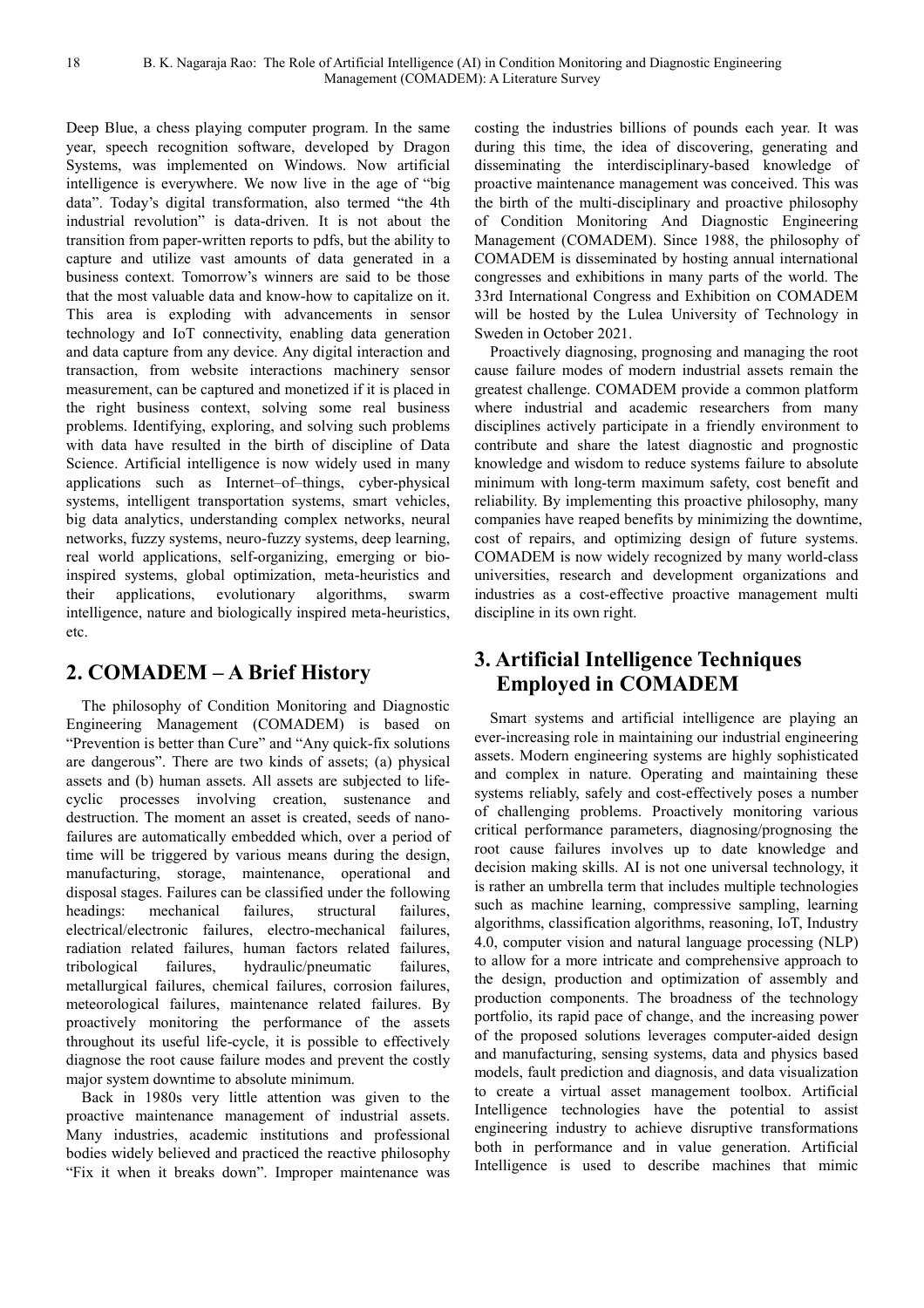Deep Blue, a chess playing computer program. In the same year, speech recognition software, developed by Dragon Systems, was implemented on Windows. Now artificial intelligence is everywhere. We now live in the age of "big data". Today's digital transformation, also termed "the 4th industrial revolution" is data-driven. It is not about the transition from paper-written reports to pdfs, but the ability to capture and utilize vast amounts of data generated in a business context. Tomorrow's winners are said to be those that the most valuable data and know-how to capitalize on it. This area is exploding with advancements in sensor technology and IoT connectivity, enabling data generation and data capture from any device. Any digital interaction and transaction, from website interactions machinery sensor measurement, can be captured and monetized if it is placed in the right business context, solving some real business problems. Identifying, exploring, and solving such problems with data have resulted in the birth of discipline of Data Science. Artificial intelligence is now widely used in many applications such as Internet–of–things, cyber-physical systems, intelligent transportation systems, smart vehicles, big data analytics, understanding complex networks, neural networks, fuzzy systems, neuro-fuzzy systems, deep learning, real world applications, self-organizing, emerging or bio-inspired systems, global optimization, meta-heuristics and their applications, evolutionary algorithms, swarm intelligence, nature and biologically inspired meta-heuristics, etc.

## 2. COMADEM – A Brief History

The philosophy of Condition Monitoring and Diagnostic Engineering Management (COMADEM) is based on "Prevention is better than Cure" and "Any quick-fix solutions are dangerous". There are two kinds of assets; (a) physical assets and (b) human assets. All assets are subjected to life-cyclic processes involving creation, sustenance and destruction. The moment an asset is created, seeds of nano-failures are automatically embedded which, over a period of time will be triggered by various means during the design, manufacturing, storage, maintenance, operational and disposal stages. Failures can be classified under the following headings: mechanical failures, structural failures, electrical/electronic failures, electro-mechanical failures, radiation related failures, human factors related failures, tribological failures, hydraulic/pneumatic failures, metallurgical failures, chemical failures, corrosion failures, meteorological failures, maintenance related failures. By proactively monitoring the performance of the assets throughout its useful life-cycle, it is possible to effectively diagnose the root cause failure modes and prevent the costly major system downtime to absolute minimum.

Back in 1980s very little attention was given to the proactive maintenance management of industrial assets. Many industries, academic institutions and professional bodies widely believed and practiced the reactive philosophy "Fix it when it breaks down". Improper maintenance was costing the industries billions of pounds each year. It was during this time, the idea of discovering, generating and disseminating the interdisciplinary-based knowledge of proactive maintenance management was conceived. This was the birth of the multi-disciplinary and proactive philosophy of Condition Monitoring And Diagnostic Engineering Management (COMADEM). Since 1988, the philosophy of COMADEM is disseminated by hosting annual international congresses and exhibitions in many parts of the world. The 33rd International Congress and Exhibition on COMADEM will be hosted by the Lulea University of Technology in Sweden in October 2021.

Proactively diagnosing, prognosing and managing the root cause failure modes of modern industrial assets remain the greatest challenge. COMADEM provide a common platform where industrial and academic researchers from many disciplines actively participate in a friendly environment to contribute and share the latest diagnostic and prognostic knowledge and wisdom to reduce systems failure to absolute minimum with long-term maximum safety, cost benefit and reliability. By implementing this proactive philosophy, many companies have reaped benefits by minimizing the downtime, cost of repairs, and optimizing design of future systems. COMADEM is now widely recognized by many world-class universities, research and development organizations and industries as a cost-effective proactive management multi discipline in its own right.

## 3. Artificial Intelligence Techniques Employed in COMADEM

Smart systems and artificial intelligence are playing an ever-increasing role in maintaining our industrial engineering assets. Modern engineering systems are highly sophisticated and complex in nature. Operating and maintaining these systems reliably, safely and cost-effectively poses a number of challenging problems. Proactively monitoring various critical performance parameters, diagnosing/prognosing the root cause failures involves up to date knowledge and decision making skills. AI is not one universal technology, it is rather an umbrella term that includes multiple technologies such as machine learning, compressive sampling, learning algorithms, classification algorithms, reasoning, IoT, Industry 4.0, computer vision and natural language processing (NLP) to allow for a more intricate and comprehensive approach to the design, production and optimization of assembly and production components. The broadness of the technology portfolio, its rapid pace of change, and the increasing power of the proposed solutions leverages computer-aided design and manufacturing, sensing systems, data and physics based models, fault prediction and diagnosis, and data visualization to create a virtual asset management toolbox. Artificial Intelligence technologies have the potential to assist engineering industry to achieve disruptive transformations both in performance and in value generation. Artificial Intelligence is used to describe machines that mimic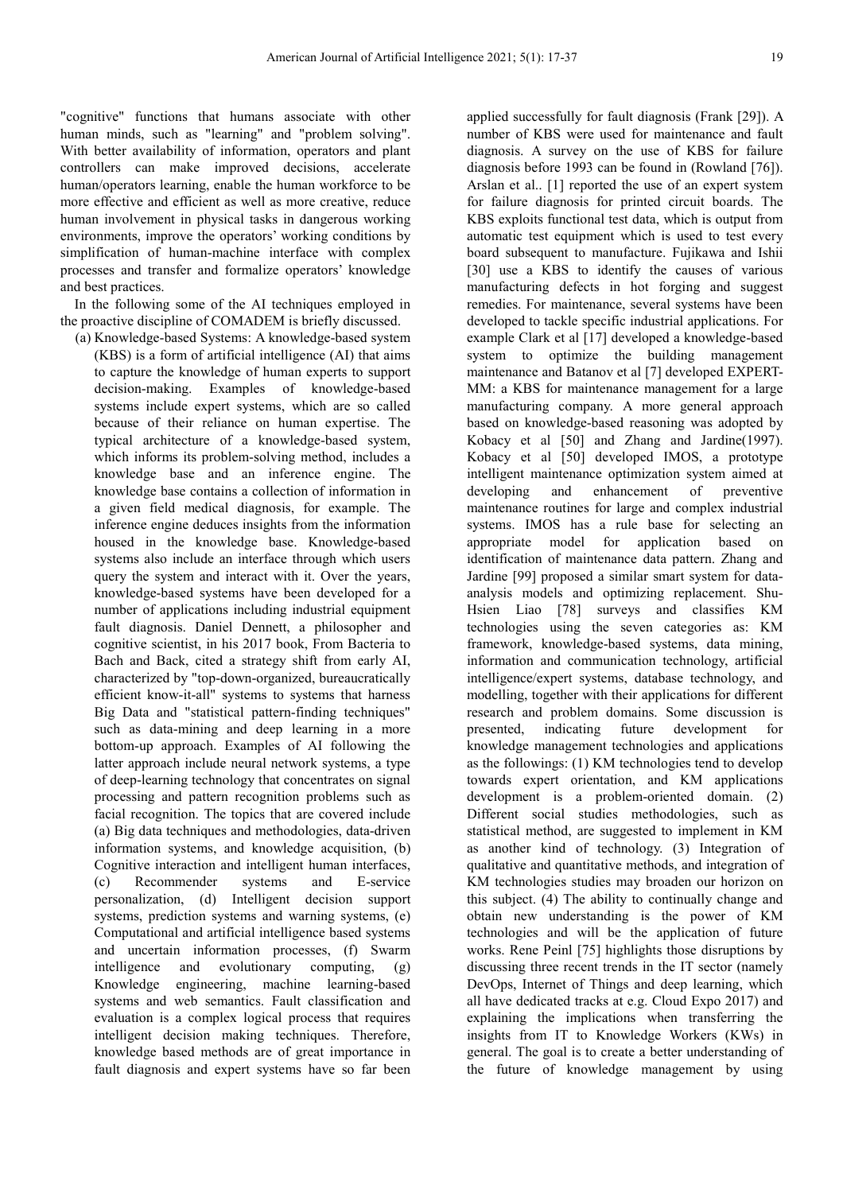"cognitive" functions that humans associate with other human minds, such as "learning" and "problem solving". With better availability of information, operators and plant controllers can make improved decisions, accelerate human/operators learning, enable the human workforce to be more effective and efficient as well as more creative, reduce human involvement in physical tasks in dangerous working environments, improve the operators' working conditions by simplification of human-machine interface with complex processes and transfer and formalize operators' knowledge and best practices.

In the following some of the AI techniques employed in the proactive discipline of COMADEM is briefly discussed.

(a) Knowledge-based Systems: A knowledge-based system (KBS) is a form of artificial intelligence (AI) that aims to capture the knowledge of human experts to support decision-making. Examples of knowledge-based systems include expert systems, which are so called because of their reliance on human expertise. The typical architecture of a knowledge-based system, which informs its problem-solving method, includes a knowledge base and an inference engine. The knowledge base contains a collection of information in a given field medical diagnosis, for example. The inference engine deduces insights from the information housed in the knowledge base. Knowledge-based systems also include an interface through which users query the system and interact with it. Over the years, knowledge-based systems have been developed for a number of applications including industrial equipment fault diagnosis. Daniel Dennett, a philosopher and cognitive scientist, in his 2017 book, From Bacteria to Bach and Back, cited a strategy shift from early AI, characterized by "top-down-organized, bureaucratically efficient know-it-all" systems to systems that harness Big Data and "statistical pattern-finding techniques" such as data-mining and deep learning in a more bottom-up approach. Examples of AI following the latter approach include neural network systems, a type of deep-learning technology that concentrates on signal processing and pattern recognition problems such as facial recognition. The topics that are covered include (a) Big data techniques and methodologies, data-driven information systems, and knowledge acquisition, (b) Cognitive interaction and intelligent human interfaces, (c) Recommender systems and E-service personalization, (d) Intelligent decision support systems, prediction systems and warning systems, (e) Computational and artificial intelligence based systems and uncertain information processes, (f) Swarm intelligence and evolutionary computing, (g) Knowledge engineering, machine learning-based systems and web semantics. Fault classification and evaluation is a complex logical process that requires intelligent decision making techniques. Therefore, knowledge based methods are of great importance in fault diagnosis and expert systems have so far been applied successfully for fault diagnosis (Frank [29]). A number of KBS were used for maintenance and fault diagnosis. A survey on the use of KBS for failure diagnosis before 1993 can be found in (Rowland [76]). Arslan et al.. [1] reported the use of an expert system for failure diagnosis for printed circuit boards. The KBS exploits functional test data, which is output from automatic test equipment which is used to test every board subsequent to manufacture. Fujikawa and Ishii [30] use a KBS to identify the causes of various manufacturing defects in hot forging and suggest remedies. For maintenance, several systems have been developed to tackle specific industrial applications. For example Clark et al [17] developed a knowledge-based system to optimize the building management maintenance and Batanov et al [7] developed EXPERT-MM: a KBS for maintenance management for a large manufacturing company. A more general approach based on knowledge-based reasoning was adopted by Kobacy et al [50] and Zhang and Jardine(1997). Kobacy et al [50] developed IMOS, a prototype intelligent maintenance optimization system aimed at developing and enhancement of preventive maintenance routines for large and complex industrial systems. IMOS has a rule base for selecting an appropriate model for application based on identification of maintenance data pattern. Zhang and Jardine [99] proposed a similar smart system for data-analysis models and optimizing replacement. Shu-Hsien Liao [78] surveys and classifies KM technologies using the seven categories as: KM framework, knowledge-based systems, data mining, information and communication technology, artificial intelligence/expert systems, database technology, and modelling, together with their applications for different research and problem domains. Some discussion is presented, indicating future development for knowledge management technologies and applications as the followings: (1) KM technologies tend to develop towards expert orientation, and KM applications development is a problem-oriented domain. (2) Different social studies methodologies, such as statistical method, are suggested to implement in KM as another kind of technology. (3) Integration of qualitative and quantitative methods, and integration of KM technologies studies may broaden our horizon on this subject. (4) The ability to continually change and obtain new understanding is the power of KM technologies and will be the application of future works. Rene Peinl [75] highlights those disruptions by discussing three recent trends in the IT sector (namely DevOps, Internet of Things and deep learning, which all have dedicated tracks at e.g. Cloud Expo 2017) and explaining the implications when transferring the insights from IT to Knowledge Workers (KWs) in general. The goal is to create a better understanding of the future of knowledge management by using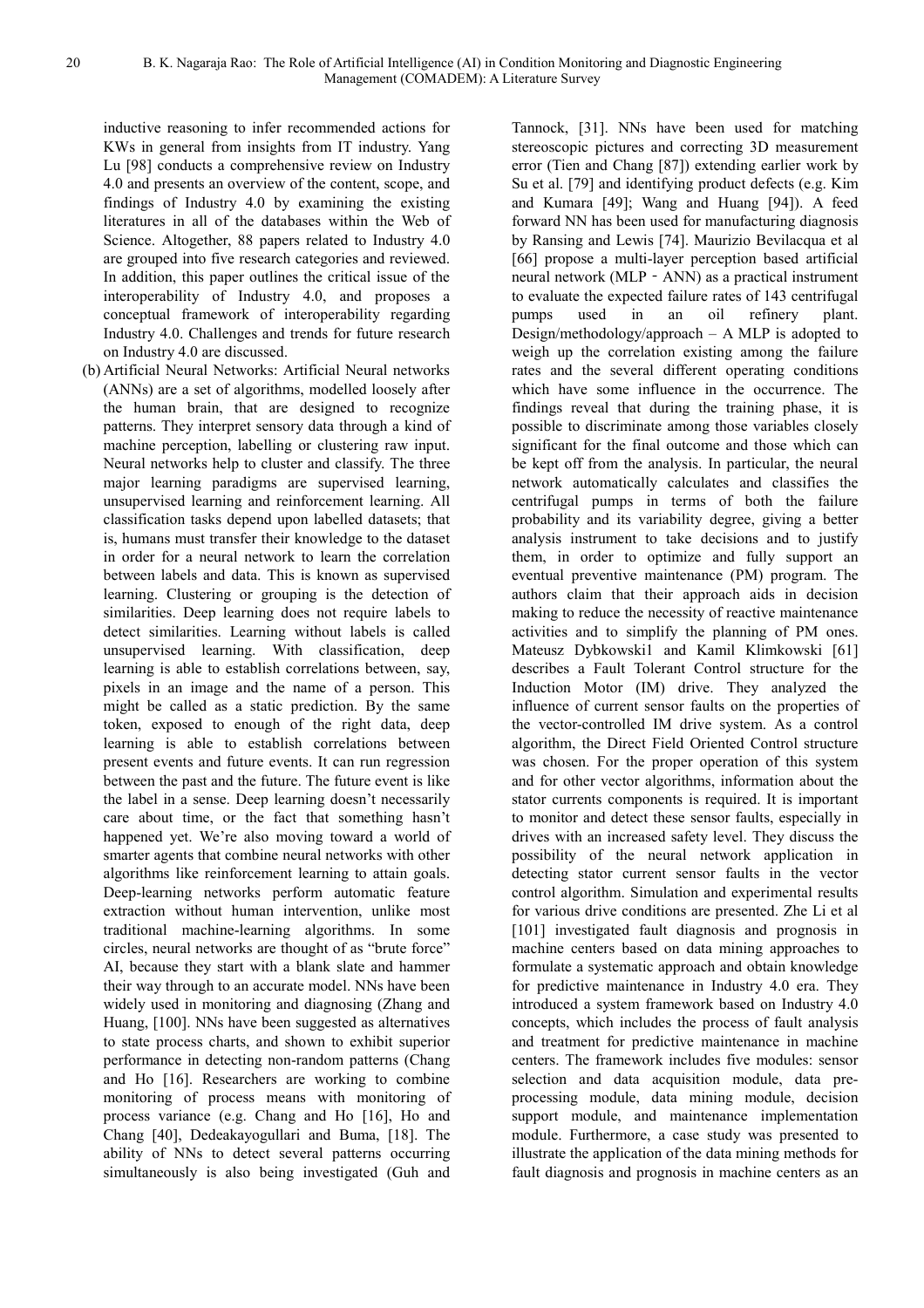inductive reasoning to infer recommended actions for KWs in general from insights from IT industry. Yang Lu [98] conducts a comprehensive review on Industry 4.0 and presents an overview of the content, scope, and findings of Industry 4.0 by examining the existing literatures in all of the databases within the Web of Science. Altogether, 88 papers related to Industry 4.0 are grouped into five research categories and reviewed. In addition, this paper outlines the critical issue of the interoperability of Industry 4.0, and proposes a conceptual framework of interoperability regarding Industry 4.0. Challenges and trends for future research on Industry 4.0 are discussed.

(b) Artificial Neural Networks: Artificial Neural networks (ANNs) are a set of algorithms, modelled loosely after the human brain, that are designed to recognize patterns. They interpret sensory data through a kind of machine perception, labelling or clustering raw input. Neural networks help to cluster and classify. The three major learning paradigms are supervised learning, unsupervised learning and reinforcement learning. All classification tasks depend upon labelled datasets; that is, humans must transfer their knowledge to the dataset in order for a neural network to learn the correlation between labels and data. This is known as supervised learning. Clustering or grouping is the detection of similarities. Deep learning does not require labels to detect similarities. Learning without labels is called unsupervised learning. With classification, deep learning is able to establish correlations between, say, pixels in an image and the name of a person. This might be called as a static prediction. By the same token, exposed to enough of the right data, deep learning is able to establish correlations between present events and future events. It can run regression between the past and the future. The future event is like the label in a sense. Deep learning doesn't necessarily care about time, or the fact that something hasn't happened yet. We're also moving toward a world of smarter agents that combine neural networks with other algorithms like reinforcement learning to attain goals. Deep-learning networks perform automatic feature extraction without human intervention, unlike most traditional machine-learning algorithms. In some circles, neural networks are thought of as "brute force" AI, because they start with a blank slate and hammer their way through to an accurate model. NNs have been widely used in monitoring and diagnosing (Zhang and Huang, [100]. NNs have been suggested as alternatives to state process charts, and shown to exhibit superior performance in detecting non-random patterns (Chang and Ho [16]. Researchers are working to combine monitoring of process means with monitoring of process variance (e.g. Chang and Ho [16], Ho and Chang [40], Dedeakayogullari and Buma, [18]. The ability of NNs to detect several patterns occurring simultaneously is also being investigated (Guh and Tannock, [31]. NNs have been used for matching stereoscopic pictures and correcting 3D measurement error (Tien and Chang [87]) extending earlier work by Su et al. [79] and identifying product defects (e.g. Kim and Kumara [49]; Wang and Huang [94]). A feed forward NN has been used for manufacturing diagnosis by Ransing and Lewis [74]. Maurizio Bevilacqua et al [66] propose a multi-layer perception based artificial neural network (MLP‐ANN) as a practical instrument to evaluate the expected failure rates of 143 centrifugal pumps used in an oil refinery plant. Design/methodology/approach – A MLP is adopted to weigh up the correlation existing among the failure rates and the several different operating conditions which have some influence in the occurrence. The findings reveal that during the training phase, it is possible to discriminate among those variables closely significant for the final outcome and those which can be kept off from the analysis. In particular, the neural network automatically calculates and classifies the centrifugal pumps in terms of both the failure probability and its variability degree, giving a better analysis instrument to take decisions and to justify them, in order to optimize and fully support an eventual preventive maintenance (PM) program. The authors claim that their approach aids in decision making to reduce the necessity of reactive maintenance activities and to simplify the planning of PM ones. Mateusz Dybkowski1 and Kamil Klimkowski [61] describes a Fault Tolerant Control structure for the Induction Motor (IM) drive. They analyzed the influence of current sensor faults on the properties of the vector-controlled IM drive system. As a control algorithm, the Direct Field Oriented Control structure was chosen. For the proper operation of this system and for other vector algorithms, information about the stator currents components is required. It is important to monitor and detect these sensor faults, especially in drives with an increased safety level. They discuss the possibility of the neural network application in detecting stator current sensor faults in the vector control algorithm. Simulation and experimental results for various drive conditions are presented. Zhe Li et al [101] investigated fault diagnosis and prognosis in machine centers based on data mining approaches to formulate a systematic approach and obtain knowledge for predictive maintenance in Industry 4.0 era. They introduced a system framework based on Industry 4.0 concepts, which includes the process of fault analysis and treatment for predictive maintenance in machine centers. The framework includes five modules: sensor selection and data acquisition module, data pre-processing module, data mining module, decision support module, and maintenance implementation module. Furthermore, a case study was presented to illustrate the application of the data mining methods for fault diagnosis and prognosis in machine centers as an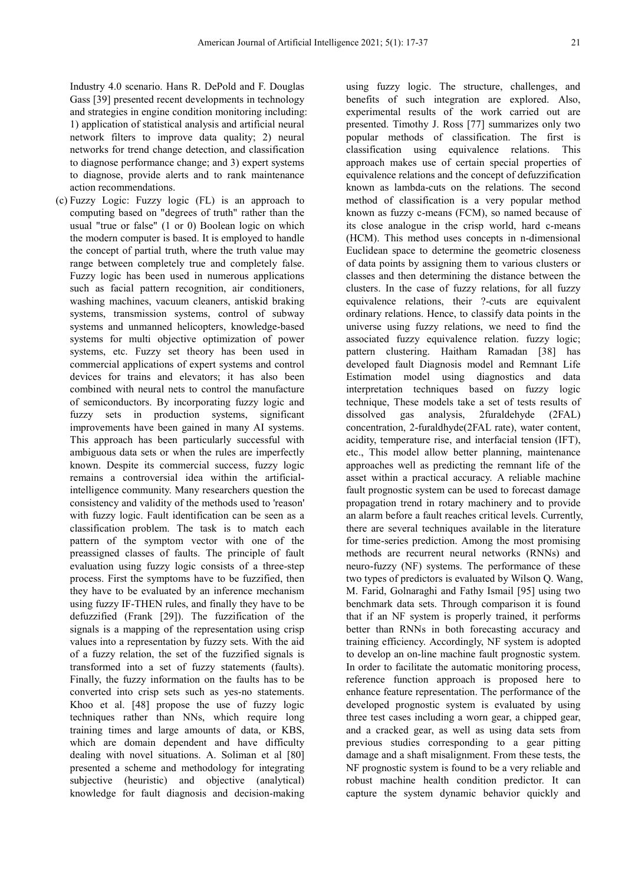Industry 4.0 scenario. Hans R. DePold and F. Douglas Gass [39] presented recent developments in technology and strategies in engine condition monitoring including: 1) application of statistical analysis and artificial neural network filters to improve data quality; 2) neural networks for trend change detection, and classification to diagnose performance change; and 3) expert systems to diagnose, provide alerts and to rank maintenance action recommendations.

(c) Fuzzy Logic: Fuzzy logic (FL) is an approach to computing based on "degrees of truth" rather than the usual "true or false" (1 or 0) Boolean logic on which the modern computer is based. It is employed to handle the concept of partial truth, where the truth value may range between completely true and completely false. Fuzzy logic has been used in numerous applications such as facial pattern recognition, air conditioners, washing machines, vacuum cleaners, antiskid braking systems, transmission systems, control of subway systems and unmanned helicopters, knowledge-based systems for multi objective optimization of power systems, etc. Fuzzy set theory has been used in commercial applications of expert systems and control devices for trains and elevators; it has also been combined with neural nets to control the manufacture of semiconductors. By incorporating fuzzy logic and fuzzy sets in production systems, significant improvements have been gained in many AI systems. This approach has been particularly successful with ambiguous data sets or when the rules are imperfectly known. Despite its commercial success, fuzzy logic remains a controversial idea within the artificial-intelligence community. Many researchers question the consistency and validity of the methods used to 'reason' with fuzzy logic. Fault identification can be seen as a classification problem. The task is to match each pattern of the symptom vector with one of the preassigned classes of faults. The principle of fault evaluation using fuzzy logic consists of a three-step process. First the symptoms have to be fuzzified, then they have to be evaluated by an inference mechanism using fuzzy IF-THEN rules, and finally they have to be defuzzified (Frank [29]). The fuzzification of the signals is a mapping of the representation using crisp values into a representation by fuzzy sets. With the aid of a fuzzy relation, the set of the fuzzified signals is transformed into a set of fuzzy statements (faults). Finally, the fuzzy information on the faults has to be converted into crisp sets such as yes-no statements. Khoo et al. [48] propose the use of fuzzy logic techniques rather than NNs, which require long training times and large amounts of data, or KBS, which are domain dependent and have difficulty dealing with novel situations. A. Soliman et al [80] presented a scheme and methodology for integrating subjective (heuristic) and objective (analytical) knowledge for fault diagnosis and decision-making using fuzzy logic. The structure, challenges, and benefits of such integration are explored. Also, experimental results of the work carried out are presented. Timothy J. Ross [77] summarizes only two popular methods of classification. The first is classification using equivalence relations. This approach makes use of certain special properties of equivalence relations and the concept of defuzzification known as lambda-cuts on the relations. The second method of classification is a very popular method known as fuzzy c-means (FCM), so named because of its close analogue in the crisp world, hard c-means (HCM). This method uses concepts in n-dimensional Euclidean space to determine the geometric closeness of data points by assigning them to various clusters or classes and then determining the distance between the clusters. In the case of fuzzy relations, for all fuzzy equivalence relations, their ?-cuts are equivalent ordinary relations. Hence, to classify data points in the universe using fuzzy relations, we need to find the associated fuzzy equivalence relation. fuzzy logic; pattern clustering. Haitham Ramadan [38] has developed fault Diagnosis model and Remnant Life Estimation model using diagnostics and data interpretation techniques based on fuzzy logic technique, These models take a set of tests results of dissolved gas analysis, 2furaldehyde (2FAL) concentration, 2-furaldhyde(2FAL rate), water content, acidity, temperature rise, and interfacial tension (IFT), etc., This model allow better planning, maintenance approaches well as predicting the remnant life of the asset within a practical accuracy. A reliable machine fault prognostic system can be used to forecast damage propagation trend in rotary machinery and to provide an alarm before a fault reaches critical levels. Currently, there are several techniques available in the literature for time-series prediction. Among the most promising methods are recurrent neural networks (RNNs) and neuro-fuzzy (NF) systems. The performance of these two types of predictors is evaluated by Wilson Q. Wang, M. Farid, Golnaraghi and Fathy Ismail [95] using two benchmark data sets. Through comparison it is found that if an NF system is properly trained, it performs better than RNNs in both forecasting accuracy and training efficiency. Accordingly, NF system is adopted to develop an on-line machine fault prognostic system. In order to facilitate the automatic monitoring process, reference function approach is proposed here to enhance feature representation. The performance of the developed prognostic system is evaluated by using three test cases including a worn gear, a chipped gear, and a cracked gear, as well as using data sets from previous studies corresponding to a gear pitting damage and a shaft misalignment. From these tests, the NF prognostic system is found to be a very reliable and robust machine health condition predictor. It can capture the system dynamic behavior quickly and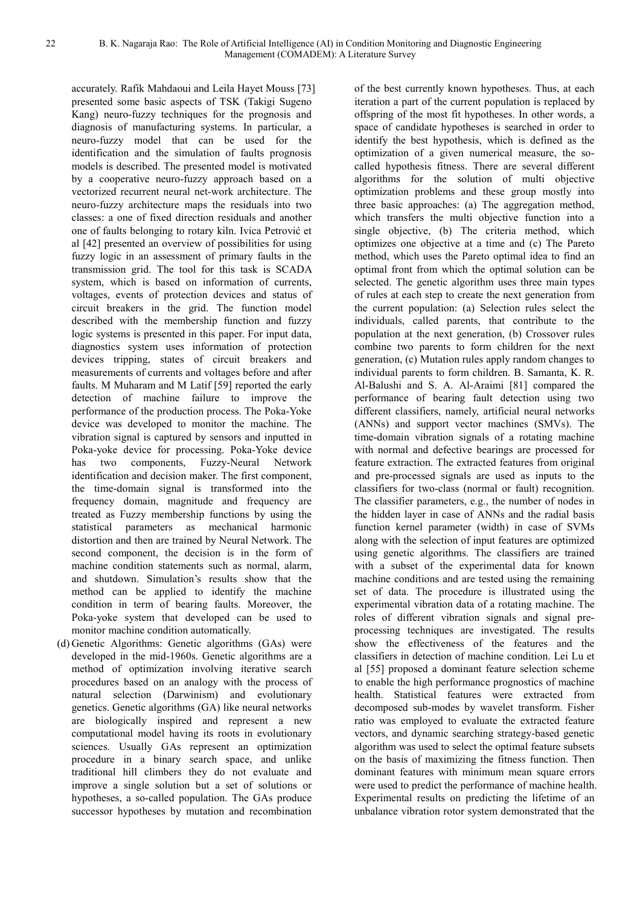accurately. Rafik Mahdaoui and Leila Hayet Mouss [73] presented some basic aspects of TSK (Takigi Sugeno Kang) neuro-fuzzy techniques for the prognosis and diagnosis of manufacturing systems. In particular, a neuro-fuzzy model that can be used for the identification and the simulation of faults prognosis models is described. The presented model is motivated by a cooperative neuro-fuzzy approach based on a vectorized recurrent neural net-work architecture. The neuro-fuzzy architecture maps the residuals into two classes: a one of fixed direction residuals and another one of faults belonging to rotary kiln. Ivica Petrović et al [42] presented an overview of possibilities for using fuzzy logic in an assessment of primary faults in the transmission grid. The tool for this task is SCADA system, which is based on information of currents, voltages, events of protection devices and status of circuit breakers in the grid. The function model described with the membership function and fuzzy logic systems is presented in this paper. For input data, diagnostics system uses information of protection devices tripping, states of circuit breakers and measurements of currents and voltages before and after faults. M Muharam and M Latif [59] reported the early detection of machine failure to improve the performance of the production process. The Poka-Yoke device was developed to monitor the machine. The vibration signal is captured by sensors and inputted in Poka-yoke device for processing. Poka-Yoke device has two components, Fuzzy-Neural Network identification and decision maker. The first component, the time-domain signal is transformed into the frequency domain, magnitude and frequency are treated as Fuzzy membership functions by using the statistical parameters as mechanical harmonic distortion and then are trained by Neural Network. The second component, the decision is in the form of machine condition statements such as normal, alarm, and shutdown. Simulation's results show that the method can be applied to identify the machine condition in term of bearing faults. Moreover, the Poka-yoke system that developed can be used to monitor machine condition automatically.

(d) Genetic Algorithms: Genetic algorithms (GAs) were developed in the mid-1960s. Genetic algorithms are a method of optimization involving iterative search procedures based on an analogy with the process of natural selection (Darwinism) and evolutionary genetics. Genetic algorithms (GA) like neural networks are biologically inspired and represent a new computational model having its roots in evolutionary sciences. Usually GAs represent an optimization procedure in a binary search space, and unlike traditional hill climbers they do not evaluate and improve a single solution but a set of solutions or hypotheses, a so-called population. The GAs produce successor hypotheses by mutation and recombination of the best currently known hypotheses. Thus, at each iteration a part of the current population is replaced by offspring of the most fit hypotheses. In other words, a space of candidate hypotheses is searched in order to identify the best hypothesis, which is defined as the optimization of a given numerical measure, the so-called hypothesis fitness. There are several different algorithms for the solution of multi objective optimization problems and these group mostly into three basic approaches: (a) The aggregation method, which transfers the multi objective function into a single objective, (b) The criteria method, which optimizes one objective at a time and (c) The Pareto method, which uses the Pareto optimal idea to find an optimal front from which the optimal solution can be selected. The genetic algorithm uses three main types of rules at each step to create the next generation from the current population: (a) Selection rules select the individuals, called parents, that contribute to the population at the next generation, (b) Crossover rules combine two parents to form children for the next generation, (c) Mutation rules apply random changes to individual parents to form children. B. Samanta, K. R. Al-Balushi and S. A. Al-Araimi [81] compared the performance of bearing fault detection using two different classifiers, namely, artificial neural networks (ANNs) and support vector machines (SMVs). The time-domain vibration signals of a rotating machine with normal and defective bearings are processed for feature extraction. The extracted features from original and pre-processed signals are used as inputs to the classifiers for two-class (normal or fault) recognition. The classifier parameters, e.g., the number of nodes in the hidden layer in case of ANNs and the radial basis function kernel parameter (width) in case of SVMs along with the selection of input features are optimized using genetic algorithms. The classifiers are trained with a subset of the experimental data for known machine conditions and are tested using the remaining set of data. The procedure is illustrated using the experimental vibration data of a rotating machine. The roles of different vibration signals and signal pre-processing techniques are investigated. The results show the effectiveness of the features and the classifiers in detection of machine condition. Lei Lu et al [55] proposed a dominant feature selection scheme to enable the high performance prognostics of machine health. Statistical features were extracted from decomposed sub-modes by wavelet transform. Fisher ratio was employed to evaluate the extracted feature vectors, and dynamic searching strategy-based genetic algorithm was used to select the optimal feature subsets on the basis of maximizing the fitness function. Then dominant features with minimum mean square errors were used to predict the performance of machine health. Experimental results on predicting the lifetime of an unbalance vibration rotor system demonstrated that the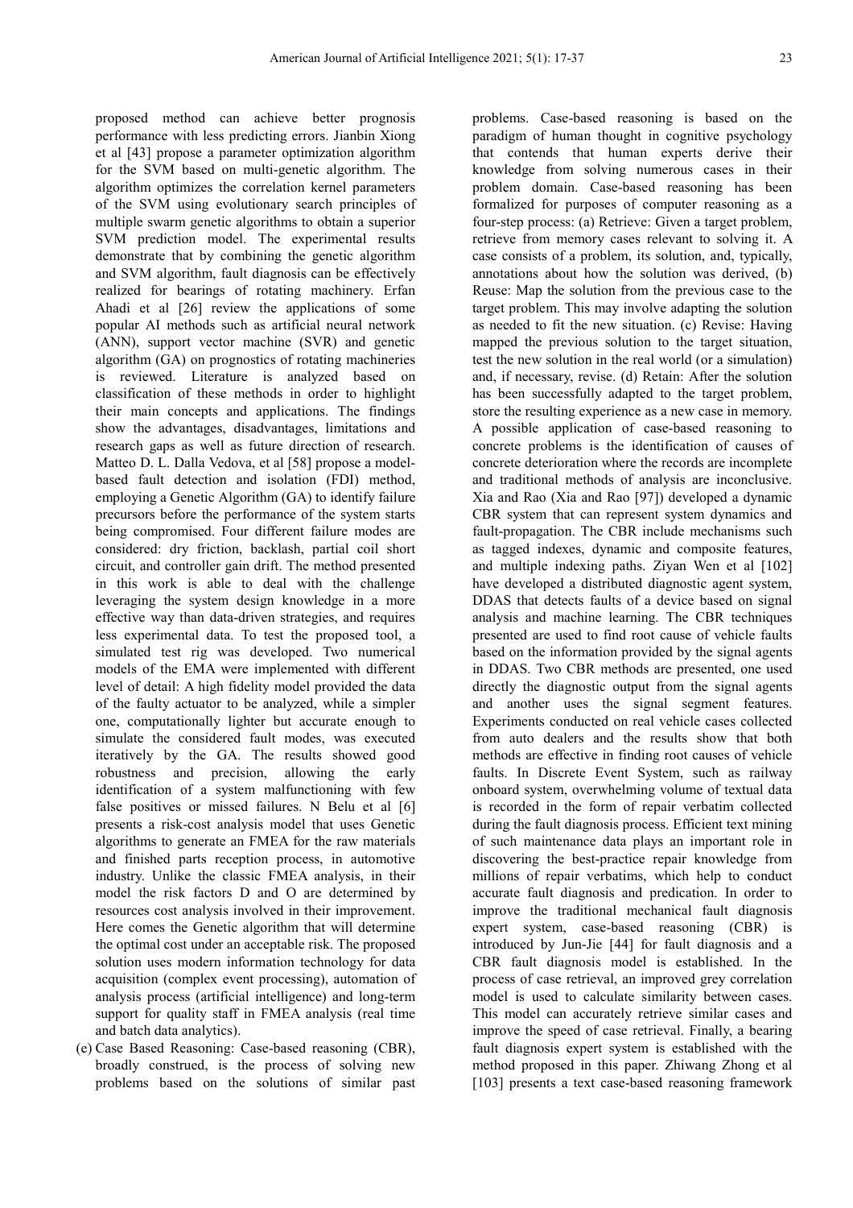proposed method can achieve better prognosis performance with less predicting errors. Jianbin Xiong et al [43] propose a parameter optimization algorithm for the SVM based on multi-genetic algorithm. The algorithm optimizes the correlation kernel parameters of the SVM using evolutionary search principles of multiple swarm genetic algorithms to obtain a superior SVM prediction model. The experimental results demonstrate that by combining the genetic algorithm and SVM algorithm, fault diagnosis can be effectively realized for bearings of rotating machinery. Erfan Ahadi et al [26] review the applications of some popular AI methods such as artificial neural network (ANN), support vector machine (SVR) and genetic algorithm (GA) on prognostics of rotating machineries is reviewed. Literature is analyzed based on classification of these methods in order to highlight their main concepts and applications. The findings show the advantages, disadvantages, limitations and research gaps as well as future direction of research. Matteo D. L. Dalla Vedova, et al [58] propose a model-based fault detection and isolation (FDI) method, employing a Genetic Algorithm (GA) to identify failure precursors before the performance of the system starts being compromised. Four different failure modes are considered: dry friction, backlash, partial coil short circuit, and controller gain drift. The method presented in this work is able to deal with the challenge leveraging the system design knowledge in a more effective way than data-driven strategies, and requires less experimental data. To test the proposed tool, a simulated test rig was developed. Two numerical models of the EMA were implemented with different level of detail: A high fidelity model provided the data of the faulty actuator to be analyzed, while a simpler one, computationally lighter but accurate enough to simulate the considered fault modes, was executed iteratively by the GA. The results showed good robustness and precision, allowing the early identification of a system malfunctioning with few false positives or missed failures. N Belu et al [6] presents a risk-cost analysis model that uses Genetic algorithms to generate an FMEA for the raw materials and finished parts reception process, in automotive industry. Unlike the classic FMEA analysis, in their model the risk factors D and O are determined by resources cost analysis involved in their improvement. Here comes the Genetic algorithm that will determine the optimal cost under an acceptable risk. The proposed solution uses modern information technology for data acquisition (complex event processing), automation of analysis process (artificial intelligence) and long-term support for quality staff in FMEA analysis (real time and batch data analytics).

(e) Case Based Reasoning: Case-based reasoning (CBR), broadly construed, is the process of solving new problems based on the solutions of similar past problems. Case-based reasoning is based on the paradigm of human thought in cognitive psychology that contends that human experts derive their knowledge from solving numerous cases in their problem domain. Case-based reasoning has been formalized for purposes of computer reasoning as a four-step process: (a) Retrieve: Given a target problem, retrieve from memory cases relevant to solving it. A case consists of a problem, its solution, and, typically, annotations about how the solution was derived, (b) Reuse: Map the solution from the previous case to the target problem. This may involve adapting the solution as needed to fit the new situation. (c) Revise: Having mapped the previous solution to the target situation, test the new solution in the real world (or a simulation) and, if necessary, revise. (d) Retain: After the solution has been successfully adapted to the target problem, store the resulting experience as a new case in memory. A possible application of case-based reasoning to concrete problems is the identification of causes of concrete deterioration where the records are incomplete and traditional methods of analysis are inconclusive. Xia and Rao (Xia and Rao [97]) developed a dynamic CBR system that can represent system dynamics and fault-propagation. The CBR include mechanisms such as tagged indexes, dynamic and composite features, and multiple indexing paths. Ziyan Wen et al [102] have developed a distributed diagnostic agent system, DDAS that detects faults of a device based on signal analysis and machine learning. The CBR techniques presented are used to find root cause of vehicle faults based on the information provided by the signal agents in DDAS. Two CBR methods are presented, one used directly the diagnostic output from the signal agents and another uses the signal segment features. Experiments conducted on real vehicle cases collected from auto dealers and the results show that both methods are effective in finding root causes of vehicle faults. In Discrete Event System, such as railway onboard system, overwhelming volume of textual data is recorded in the form of repair verbatim collected during the fault diagnosis process. Efficient text mining of such maintenance data plays an important role in discovering the best-practice repair knowledge from millions of repair verbatims, which help to conduct accurate fault diagnosis and predication. In order to improve the traditional mechanical fault diagnosis expert system, case-based reasoning (CBR) is introduced by Jun-Jie [44] for fault diagnosis and a CBR fault diagnosis model is established. In the process of case retrieval, an improved grey correlation model is used to calculate similarity between cases. This model can accurately retrieve similar cases and improve the speed of case retrieval. Finally, a bearing fault diagnosis expert system is established with the method proposed in this paper. Zhiwang Zhong et al [103] presents a text case-based reasoning framework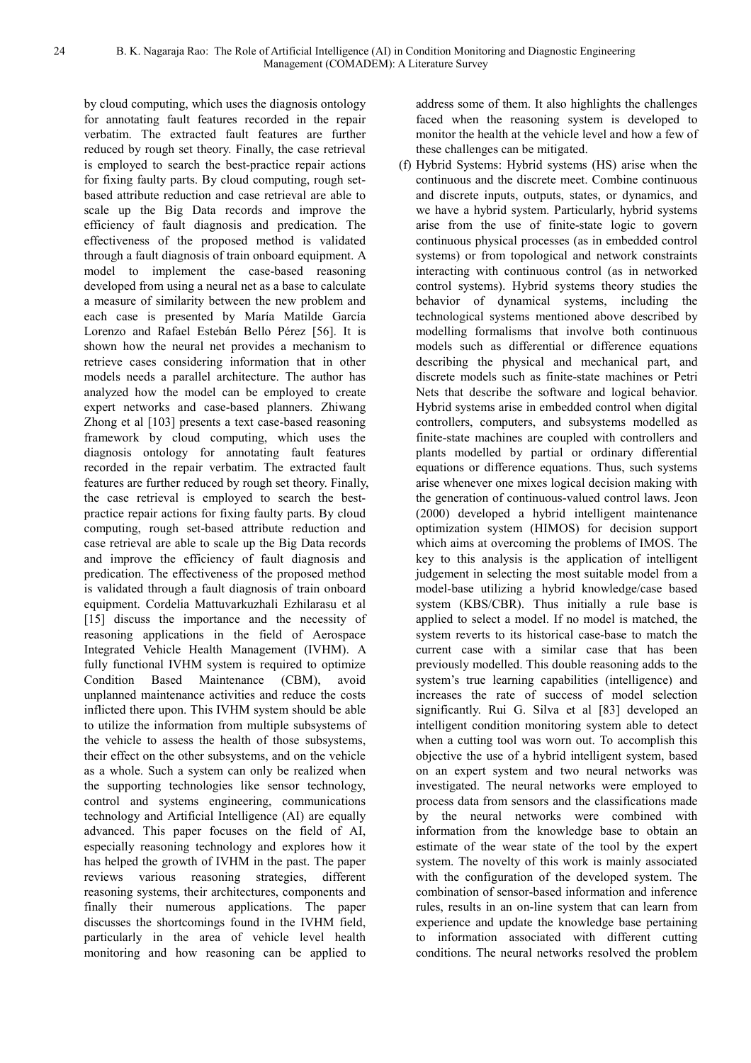by cloud computing, which uses the diagnosis ontology for annotating fault features recorded in the repair verbatim. The extracted fault features are further reduced by rough set theory. Finally, the case retrieval is employed to search the best-practice repair actions for fixing faulty parts. By cloud computing, rough set-based attribute reduction and case retrieval are able to scale up the Big Data records and improve the efficiency of fault diagnosis and predication. The effectiveness of the proposed method is validated through a fault diagnosis of train onboard equipment. A model to implement the case-based reasoning developed from using a neural net as a base to calculate a measure of similarity between the new problem and each case is presented by María Matilde García Lorenzo and Rafael Estebán Bello Pérez [56]. It is shown how the neural net provides a mechanism to retrieve cases considering information that in other models needs a parallel architecture. The author has analyzed how the model can be employed to create expert networks and case-based planners. Zhiwang Zhong et al [103] presents a text case-based reasoning framework by cloud computing, which uses the diagnosis ontology for annotating fault features recorded in the repair verbatim. The extracted fault features are further reduced by rough set theory. Finally, the case retrieval is employed to search the best-practice repair actions for fixing faulty parts. By cloud computing, rough set-based attribute reduction and case retrieval are able to scale up the Big Data records and improve the efficiency of fault diagnosis and predication. The effectiveness of the proposed method is validated through a fault diagnosis of train onboard equipment. Cordelia Mattuvarkuzhali Ezhilarasu et al [15] discuss the importance and the necessity of reasoning applications in the field of Aerospace Integrated Vehicle Health Management (IVHM). A fully functional IVHM system is required to optimize Condition Based Maintenance (CBM), avoid unplanned maintenance activities and reduce the costs inflicted there upon. This IVHM system should be able to utilize the information from multiple subsystems of the vehicle to assess the health of those subsystems, their effect on the other subsystems, and on the vehicle as a whole. Such a system can only be realized when the supporting technologies like sensor technology, control and systems engineering, communications technology and Artificial Intelligence (AI) are equally advanced. This paper focuses on the field of AI, especially reasoning technology and explores how it has helped the growth of IVHM in the past. The paper reviews various reasoning strategies, different reasoning systems, their architectures, components and finally their numerous applications. The paper discusses the shortcomings found in the IVHM field, particularly in the area of vehicle level health monitoring and how reasoning can be applied to address some of them. It also highlights the challenges faced when the reasoning system is developed to monitor the health at the vehicle level and how a few of these challenges can be mitigated.

(f) Hybrid Systems: Hybrid systems (HS) arise when the continuous and the discrete meet. Combine continuous and discrete inputs, outputs, states, or dynamics, and we have a hybrid system. Particularly, hybrid systems arise from the use of finite-state logic to govern continuous physical processes (as in embedded control systems) or from topological and network constraints interacting with continuous control (as in networked control systems). Hybrid systems theory studies the behavior of dynamical systems, including the technological systems mentioned above described by modelling formalisms that involve both continuous models such as differential or difference equations describing the physical and mechanical part, and discrete models such as finite-state machines or Petri Nets that describe the software and logical behavior. Hybrid systems arise in embedded control when digital controllers, computers, and subsystems modelled as finite-state machines are coupled with controllers and plants modelled by partial or ordinary differential equations or difference equations. Thus, such systems arise whenever one mixes logical decision making with the generation of continuous-valued control laws. Jeon (2000) developed a hybrid intelligent maintenance optimization system (HIMOS) for decision support which aims at overcoming the problems of IMOS. The key to this analysis is the application of intelligent judgement in selecting the most suitable model from a model-base utilizing a hybrid knowledge/case based system (KBS/CBR). Thus initially a rule base is applied to select a model. If no model is matched, the system reverts to its historical case-base to match the current case with a similar case that has been previously modelled. This double reasoning adds to the system's true learning capabilities (intelligence) and increases the rate of success of model selection significantly. Rui G. Silva et al [83] developed an intelligent condition monitoring system able to detect when a cutting tool was worn out. To accomplish this objective the use of a hybrid intelligent system, based on an expert system and two neural networks was investigated. The neural networks were employed to process data from sensors and the classifications made by the neural networks were combined with information from the knowledge base to obtain an estimate of the wear state of the tool by the expert system. The novelty of this work is mainly associated with the configuration of the developed system. The combination of sensor-based information and inference rules, results in an on-line system that can learn from experience and update the knowledge base pertaining to information associated with different cutting conditions. The neural networks resolved the problem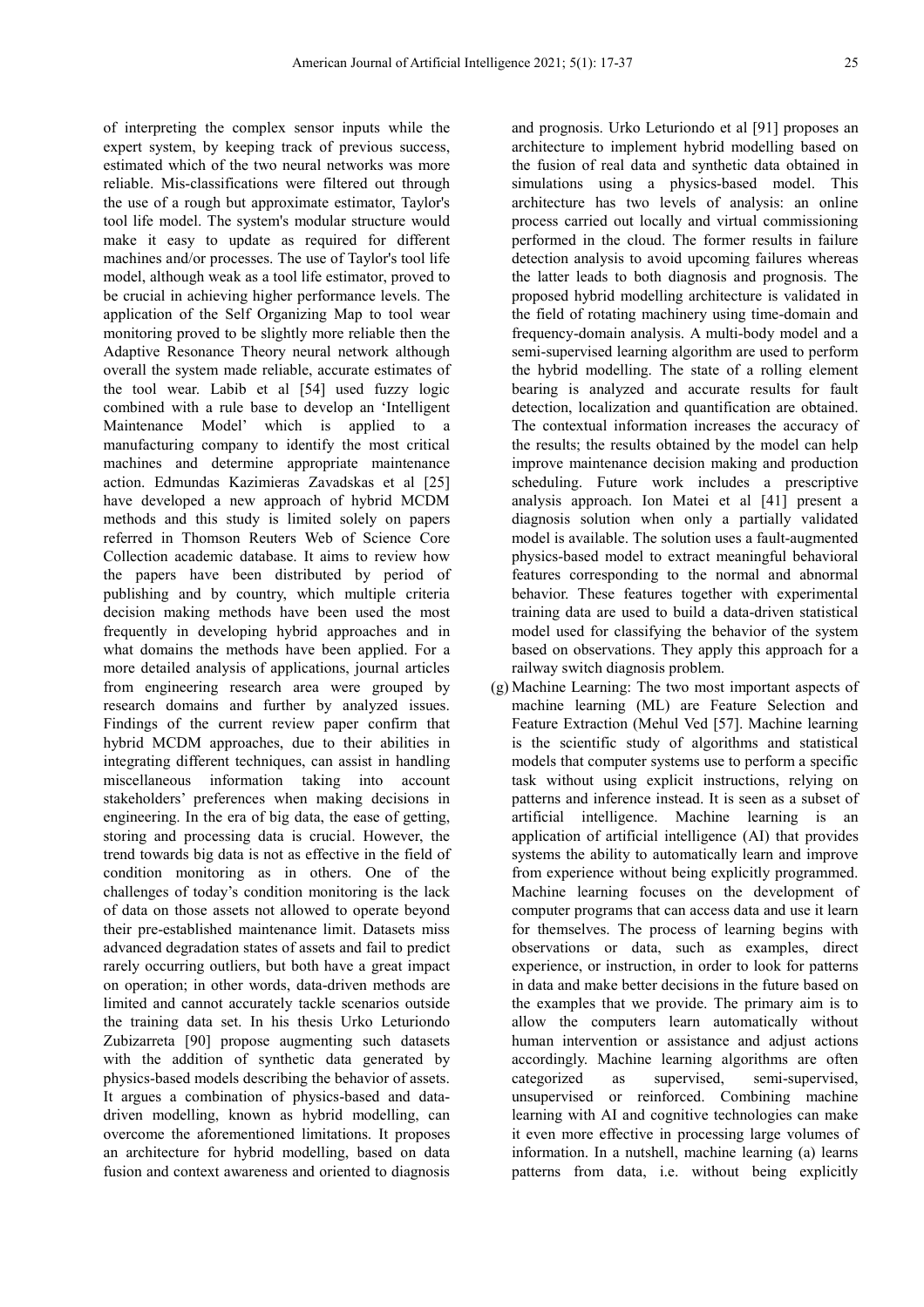of interpreting the complex sensor inputs while the expert system, by keeping track of previous success, estimated which of the two neural networks was more reliable. Mis-classifications were filtered out through the use of a rough but approximate estimator, Taylor's tool life model. The system's modular structure would make it easy to update as required for different machines and/or processes. The use of Taylor's tool life model, although weak as a tool life estimator, proved to be crucial in achieving higher performance levels. The application of the Self Organizing Map to tool wear monitoring proved to be slightly more reliable then the Adaptive Resonance Theory neural network although overall the system made reliable, accurate estimates of the tool wear. Labib et al [54] used fuzzy logic combined with a rule base to develop an 'Intelligent Maintenance Model' which is applied to a manufacturing company to identify the most critical machines and determine appropriate maintenance action. Edmundas Kazimieras Zavadskas et al [25] have developed a new approach of hybrid MCDM methods and this study is limited solely on papers referred in Thomson Reuters Web of Science Core Collection academic database. It aims to review how the papers have been distributed by period of publishing and by country, which multiple criteria decision making methods have been used the most frequently in developing hybrid approaches and in what domains the methods have been applied. For a more detailed analysis of applications, journal articles from engineering research area were grouped by research domains and further by analyzed issues. Findings of the current review paper confirm that hybrid MCDM approaches, due to their abilities in integrating different techniques, can assist in handling miscellaneous information taking into account stakeholders' preferences when making decisions in engineering. In the era of big data, the ease of getting, storing and processing data is crucial. However, the trend towards big data is not as effective in the field of condition monitoring as in others. One of the challenges of today's condition monitoring is the lack of data on those assets not allowed to operate beyond their pre-established maintenance limit. Datasets miss advanced degradation states of assets and fail to predict rarely occurring outliers, but both have a great impact on operation; in other words, data-driven methods are limited and cannot accurately tackle scenarios outside the training data set. In his thesis Urko Leturiondo Zubizarreta [90] propose augmenting such datasets with the addition of synthetic data generated by physics-based models describing the behavior of assets. It argues a combination of physics-based and data-driven modelling, known as hybrid modelling, can overcome the aforementioned limitations. It proposes an architecture for hybrid modelling, based on data fusion and context awareness and oriented to diagnosis and prognosis. Urko Leturiondo et al [91] proposes an architecture to implement hybrid modelling based on the fusion of real data and synthetic data obtained in simulations using a physics-based model. This architecture has two levels of analysis: an online process carried out locally and virtual commissioning performed in the cloud. The former results in failure detection analysis to avoid upcoming failures whereas the latter leads to both diagnosis and prognosis. The proposed hybrid modelling architecture is validated in the field of rotating machinery using time-domain and frequency-domain analysis. A multi-body model and a semi-supervised learning algorithm are used to perform the hybrid modelling. The state of a rolling element bearing is analyzed and accurate results for fault detection, localization and quantification are obtained. The contextual information increases the accuracy of the results; the results obtained by the model can help improve maintenance decision making and production scheduling. Future work includes a prescriptive analysis approach. Ion Matei et al [41] present a diagnosis solution when only a partially validated model is available. The solution uses a fault-augmented physics-based model to extract meaningful behavioral features corresponding to the normal and abnormal behavior. These features together with experimental training data are used to build a data-driven statistical model used for classifying the behavior of the system based on observations. They apply this approach for a railway switch diagnosis problem.

(g) Machine Learning: The two most important aspects of machine learning (ML) are Feature Selection and Feature Extraction (Mehul Ved [57]. Machine learning is the scientific study of algorithms and statistical models that computer systems use to perform a specific task without using explicit instructions, relying on patterns and inference instead. It is seen as a subset of artificial intelligence. Machine learning is an application of artificial intelligence (AI) that provides systems the ability to automatically learn and improve from experience without being explicitly programmed. Machine learning focuses on the development of computer programs that can access data and use it learn for themselves. The process of learning begins with observations or data, such as examples, direct experience, or instruction, in order to look for patterns in data and make better decisions in the future based on the examples that we provide. The primary aim is to allow the computers learn automatically without human intervention or assistance and adjust actions accordingly. Machine learning algorithms are often categorized as supervised, semi-supervised, unsupervised or reinforced. Combining machine learning with AI and cognitive technologies can make it even more effective in processing large volumes of information. In a nutshell, machine learning (a) learns patterns from data, i.e. without being explicitly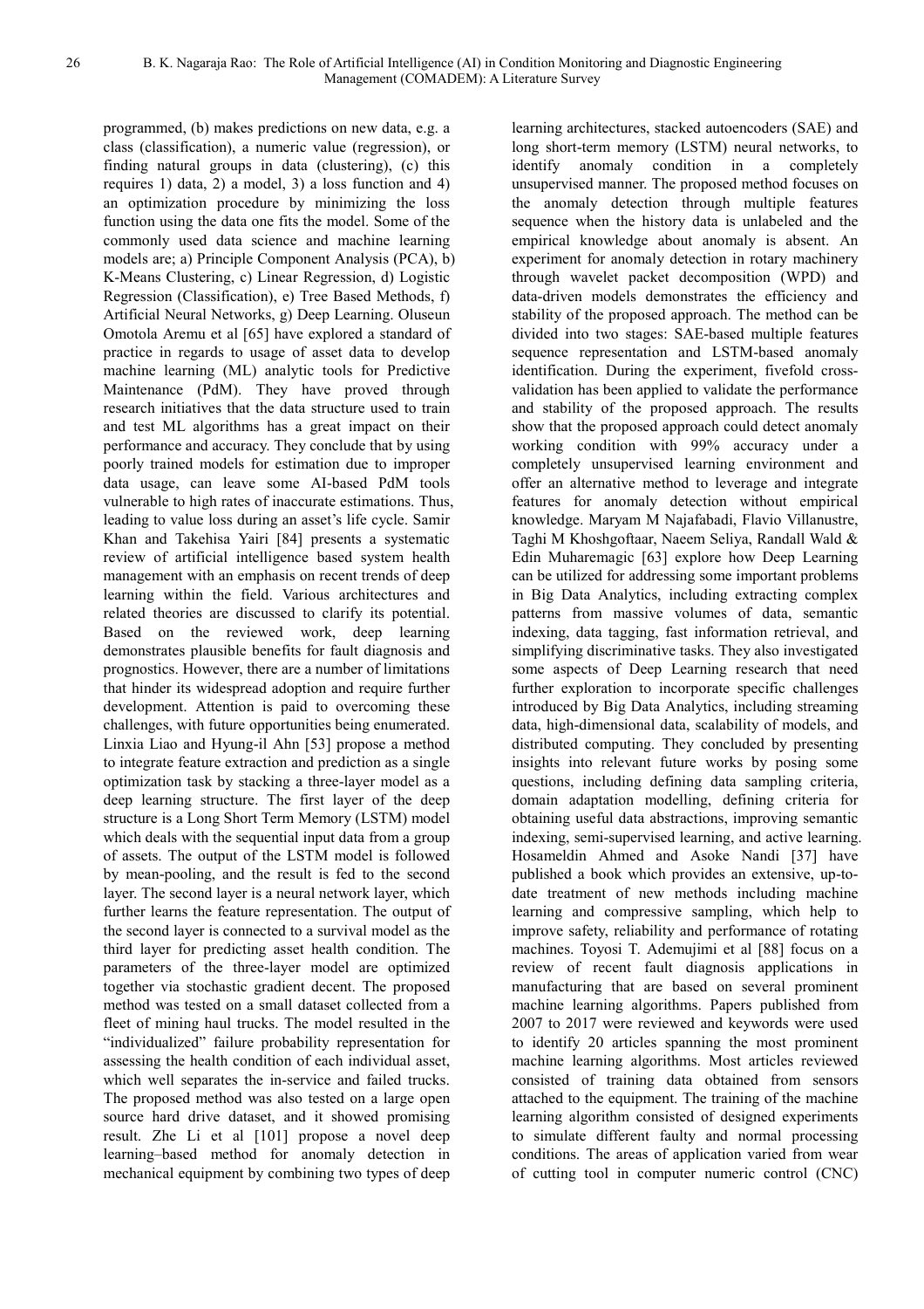programmed, (b) makes predictions on new data, e.g. a class (classification), a numeric value (regression), or finding natural groups in data (clustering), (c) this requires 1) data, 2) a model, 3) a loss function and 4) an optimization procedure by minimizing the loss function using the data one fits the model. Some of the commonly used data science and machine learning models are; a) Principle Component Analysis (PCA), b) K-Means Clustering, c) Linear Regression, d) Logistic Regression (Classification), e) Tree Based Methods, f) Artificial Neural Networks, g) Deep Learning. Oluseun Omotola Aremu et al [65] have explored a standard of practice in regards to usage of asset data to develop machine learning (ML) analytic tools for Predictive Maintenance (PdM). They have proved through research initiatives that the data structure used to train and test ML algorithms has a great impact on their performance and accuracy. They conclude that by using poorly trained models for estimation due to improper data usage, can leave some AI-based PdM tools vulnerable to high rates of inaccurate estimations. Thus, leading to value loss during an asset's life cycle. Samir Khan and Takehisa Yairi [84] presents a systematic review of artificial intelligence based system health management with an emphasis on recent trends of deep learning within the field. Various architectures and related theories are discussed to clarify its potential. Based on the reviewed work, deep learning demonstrates plausible benefits for fault diagnosis and prognostics. However, there are a number of limitations that hinder its widespread adoption and require further development. Attention is paid to overcoming these challenges, with future opportunities being enumerated. Linxia Liao and Hyung-il Ahn [53] propose a method to integrate feature extraction and prediction as a single optimization task by stacking a three-layer model as a deep learning structure. The first layer of the deep structure is a Long Short Term Memory (LSTM) model which deals with the sequential input data from a group of assets. The output of the LSTM model is followed by mean-pooling, and the result is fed to the second layer. The second layer is a neural network layer, which further learns the feature representation. The output of the second layer is connected to a survival model as the third layer for predicting asset health condition. The parameters of the three-layer model are optimized together via stochastic gradient decent. The proposed method was tested on a small dataset collected from a fleet of mining haul trucks. The model resulted in the "individualized" failure probability representation for assessing the health condition of each individual asset, which well separates the in-service and failed trucks. The proposed method was also tested on a large open source hard drive dataset, and it showed promising result. Zhe Li et al [101] propose a novel deep learning–based method for anomaly detection in mechanical equipment by combining two types of deep learning architectures, stacked autoencoders (SAE) and long short-term memory (LSTM) neural networks, to identify anomaly condition in a completely unsupervised manner. The proposed method focuses on the anomaly detection through multiple features sequence when the history data is unlabeled and the empirical knowledge about anomaly is absent. An experiment for anomaly detection in rotary machinery through wavelet packet decomposition (WPD) and data-driven models demonstrates the efficiency and stability of the proposed approach. The method can be divided into two stages: SAE-based multiple features sequence representation and LSTM-based anomaly identification. During the experiment, fivefold cross-validation has been applied to validate the performance and stability of the proposed approach. The results show that the proposed approach could detect anomaly working condition with 99% accuracy under a completely unsupervised learning environment and offer an alternative method to leverage and integrate features for anomaly detection without empirical knowledge. Maryam M Najafabadi, Flavio Villanustre, Taghi M Khoshgoftaar, Naeem Seliya, Randall Wald & Edin Muharemagic [63] explore how Deep Learning can be utilized for addressing some important problems in Big Data Analytics, including extracting complex patterns from massive volumes of data, semantic indexing, data tagging, fast information retrieval, and simplifying discriminative tasks. They also investigated some aspects of Deep Learning research that need further exploration to incorporate specific challenges introduced by Big Data Analytics, including streaming data, high-dimensional data, scalability of models, and distributed computing. They concluded by presenting insights into relevant future works by posing some questions, including defining data sampling criteria, domain adaptation modelling, defining criteria for obtaining useful data abstractions, improving semantic indexing, semi-supervised learning, and active learning. Hosameldin Ahmed and Asoke Nandi [37] have published a book which provides an extensive, up-to-date treatment of new methods including machine learning and compressive sampling, which help to improve safety, reliability and performance of rotating machines. Toyosi T. Ademujimi et al [88] focus on a review of recent fault diagnosis applications in manufacturing that are based on several prominent machine learning algorithms. Papers published from 2007 to 2017 were reviewed and keywords were used to identify 20 articles spanning the most prominent machine learning algorithms. Most articles reviewed consisted of training data obtained from sensors attached to the equipment. The training of the machine learning algorithm consisted of designed experiments to simulate different faulty and normal processing conditions. The areas of application varied from wear of cutting tool in computer numeric control (CNC)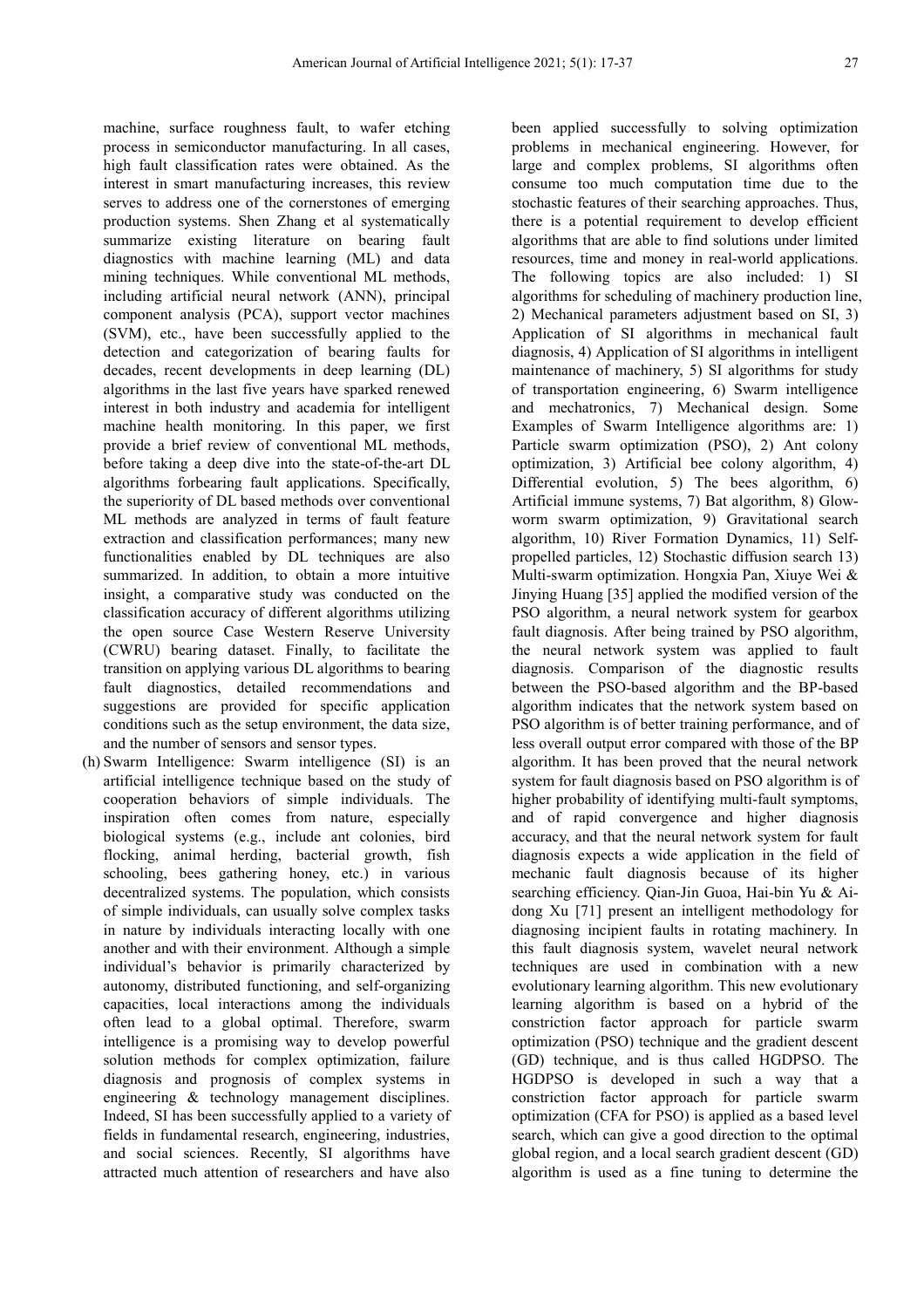machine, surface roughness fault, to wafer etching process in semiconductor manufacturing. In all cases, high fault classification rates were obtained. As the interest in smart manufacturing increases, this review serves to address one of the cornerstones of emerging production systems. Shen Zhang et al systematically summarize existing literature on bearing fault diagnostics with machine learning (ML) and data mining techniques. While conventional ML methods, including artificial neural network (ANN), principal component analysis (PCA), support vector machines (SVM), etc., have been successfully applied to the detection and categorization of bearing faults for decades, recent developments in deep learning (DL) algorithms in the last five years have sparked renewed interest in both industry and academia for intelligent machine health monitoring. In this paper, we first provide a brief review of conventional ML methods, before taking a deep dive into the state-of-the-art DL algorithms forbearing fault applications. Specifically, the superiority of DL based methods over conventional ML methods are analyzed in terms of fault feature extraction and classification performances; many new functionalities enabled by DL techniques are also summarized. In addition, to obtain a more intuitive insight, a comparative study was conducted on the classification accuracy of different algorithms utilizing the open source Case Western Reserve University (CWRU) bearing dataset. Finally, to facilitate the transition on applying various DL algorithms to bearing fault diagnostics, detailed recommendations and suggestions are provided for specific application conditions such as the setup environment, the data size, and the number of sensors and sensor types.

(h) Swarm Intelligence: Swarm intelligence (SI) is an artificial intelligence technique based on the study of cooperation behaviors of simple individuals. The inspiration often comes from nature, especially biological systems (e.g., include ant colonies, bird flocking, animal herding, bacterial growth, fish schooling, bees gathering honey, etc.) in various decentralized systems. The population, which consists of simple individuals, can usually solve complex tasks in nature by individuals interacting locally with one another and with their environment. Although a simple individual's behavior is primarily characterized by autonomy, distributed functioning, and self-organizing capacities, local interactions among the individuals often lead to a global optimal. Therefore, swarm intelligence is a promising way to develop powerful solution methods for complex optimization, failure diagnosis and prognosis of complex systems in engineering & technology management disciplines. Indeed, SI has been successfully applied to a variety of fields in fundamental research, engineering, industries, and social sciences. Recently, SI algorithms have attracted much attention of researchers and have also been applied successfully to solving optimization problems in mechanical engineering. However, for large and complex problems, SI algorithms often consume too much computation time due to the stochastic features of their searching approaches. Thus, there is a potential requirement to develop efficient algorithms that are able to find solutions under limited resources, time and money in real-world applications. The following topics are also included: 1) SI algorithms for scheduling of machinery production line, 2) Mechanical parameters adjustment based on SI, 3) Application of SI algorithms in mechanical fault diagnosis, 4) Application of SI algorithms in intelligent maintenance of machinery, 5) SI algorithms for study of transportation engineering, 6) Swarm intelligence and mechatronics, 7) Mechanical design. Some Examples of Swarm Intelligence algorithms are: 1) Particle swarm optimization (PSO), 2) Ant colony optimization, 3) Artificial bee colony algorithm, 4) Differential evolution, 5) The bees algorithm, 6) Artificial immune systems, 7) Bat algorithm, 8) Glow-worm swarm optimization, 9) Gravitational search algorithm, 10) River Formation Dynamics, 11) Self-propelled particles, 12) Stochastic diffusion search 13) Multi-swarm optimization. Hongxia Pan, Xiuye Wei & Jinying Huang [35] applied the modified version of the PSO algorithm, a neural network system for gearbox fault diagnosis. After being trained by PSO algorithm, the neural network system was applied to fault diagnosis. Comparison of the diagnostic results between the PSO-based algorithm and the BP-based algorithm indicates that the network system based on PSO algorithm is of better training performance, and of less overall output error compared with those of the BP algorithm. It has been proved that the neural network system for fault diagnosis based on PSO algorithm is of higher probability of identifying multi-fault symptoms, and of rapid convergence and higher diagnosis accuracy, and that the neural network system for fault diagnosis expects a wide application in the field of mechanic fault diagnosis because of its higher searching efficiency. Qian-Jin Guoa, Hai-bin Yu & Ai-dong Xu [71] present an intelligent methodology for diagnosing incipient faults in rotating machinery. In this fault diagnosis system, wavelet neural network techniques are used in combination with a new evolutionary learning algorithm. This new evolutionary learning algorithm is based on a hybrid of the constriction factor approach for particle swarm optimization (PSO) technique and the gradient descent (GD) technique, and is thus called HGDPSO. The HGDPSO is developed in such a way that a constriction factor approach for particle swarm optimization (CFA for PSO) is applied as a based level search, which can give a good direction to the optimal global region, and a local search gradient descent (GD) algorithm is used as a fine tuning to determine the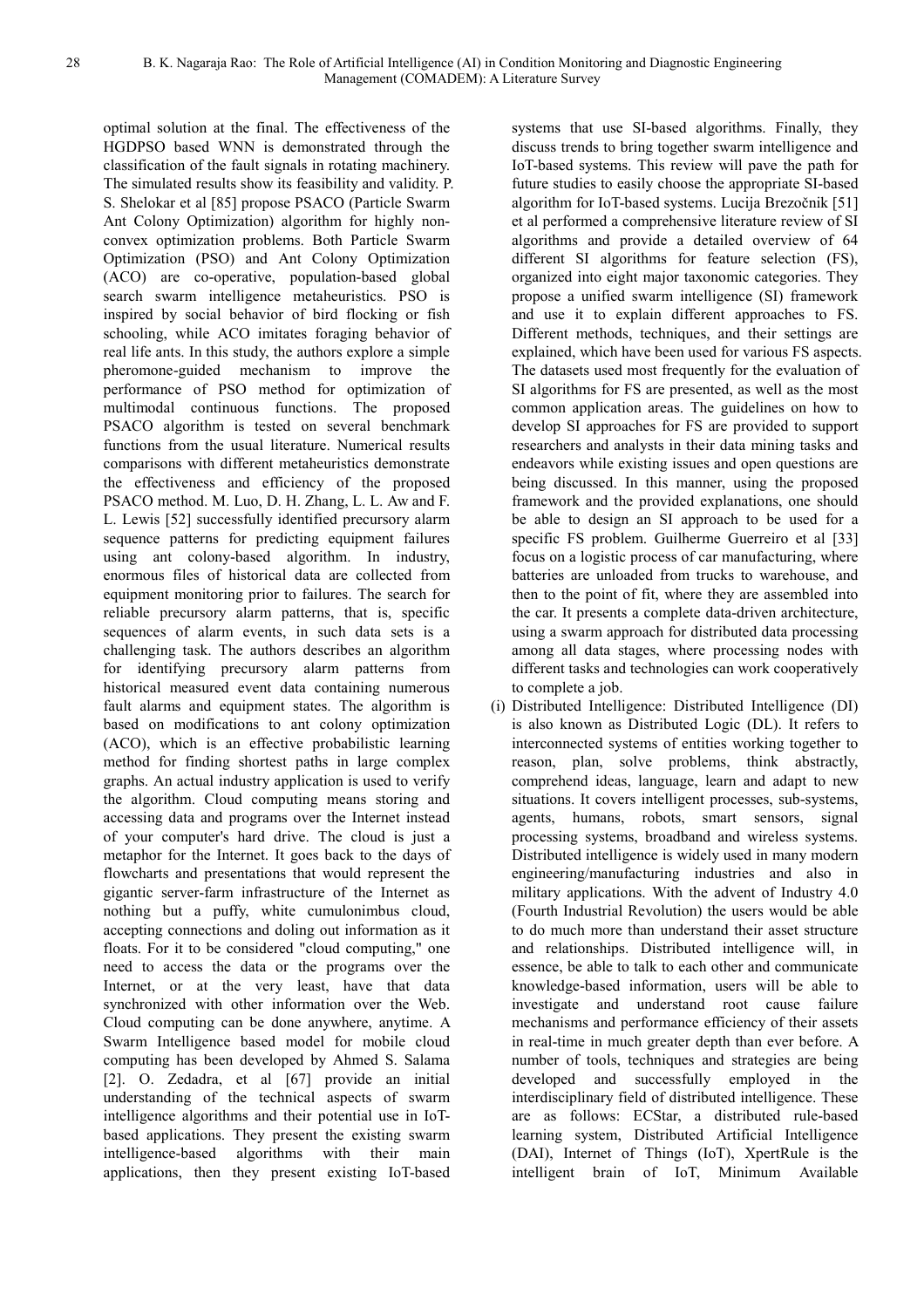optimal solution at the final. The effectiveness of the HGDPSO based WNN is demonstrated through the classification of the fault signals in rotating machinery. The simulated results show its feasibility and validity. P. S. Shelokar et al [85] propose PSACO (Particle Swarm Ant Colony Optimization) algorithm for highly non-convex optimization problems. Both Particle Swarm Optimization (PSO) and Ant Colony Optimization (ACO) are co-operative, population-based global search swarm intelligence metaheuristics. PSO is inspired by social behavior of bird flocking or fish schooling, while ACO imitates foraging behavior of real life ants. In this study, the authors explore a simple pheromone-guided mechanism to improve the performance of PSO method for optimization of multimodal continuous functions. The proposed PSACO algorithm is tested on several benchmark functions from the usual literature. Numerical results comparisons with different metaheuristics demonstrate the effectiveness and efficiency of the proposed PSACO method. M. Luo, D. H. Zhang, L. L. Aw and F. L. Lewis [52] successfully identified precursory alarm sequence patterns for predicting equipment failures using ant colony-based algorithm. In industry, enormous files of historical data are collected from equipment monitoring prior to failures. The search for reliable precursory alarm patterns, that is, specific sequences of alarm events, in such data sets is a challenging task. The authors describes an algorithm for identifying precursory alarm patterns from historical measured event data containing numerous fault alarms and equipment states. The algorithm is based on modifications to ant colony optimization (ACO), which is an effective probabilistic learning method for finding shortest paths in large complex graphs. An actual industry application is used to verify the algorithm. Cloud computing means storing and accessing data and programs over the Internet instead of your computer's hard drive. The cloud is just a metaphor for the Internet. It goes back to the days of flowcharts and presentations that would represent the gigantic server-farm infrastructure of the Internet as nothing but a puffy, white cumulonimbus cloud, accepting connections and doling out information as it floats. For it to be considered "cloud computing," one need to access the data or the programs over the Internet, or at the very least, have that data synchronized with other information over the Web. Cloud computing can be done anywhere, anytime. A Swarm Intelligence based model for mobile cloud computing has been developed by Ahmed S. Salama [2]. O. Zedadra, et al [67] provide an initial understanding of the technical aspects of swarm intelligence algorithms and their potential use in IoT-based applications. They present the existing swarm intelligence-based algorithms with their main applications, then they present existing IoT-based systems that use SI-based algorithms. Finally, they discuss trends to bring together swarm intelligence and IoT-based systems. This review will pave the path for future studies to easily choose the appropriate SI-based algorithm for IoT-based systems. Lucija Brezočnik [51] et al performed a comprehensive literature review of SI algorithms and provide a detailed overview of 64 different SI algorithms for feature selection (FS), organized into eight major taxonomic categories. They propose a unified swarm intelligence (SI) framework and use it to explain different approaches to FS. Different methods, techniques, and their settings are explained, which have been used for various FS aspects. The datasets used most frequently for the evaluation of SI algorithms for FS are presented, as well as the most common application areas. The guidelines on how to develop SI approaches for FS are provided to support researchers and analysts in their data mining tasks and endeavors while existing issues and open questions are being discussed. In this manner, using the proposed framework and the provided explanations, one should be able to design an SI approach to be used for a specific FS problem. Guilherme Guerreiro et al [33] focus on a logistic process of car manufacturing, where batteries are unloaded from trucks to warehouse, and then to the point of fit, where they are assembled into the car. It presents a complete data-driven architecture, using a swarm approach for distributed data processing among all data stages, where processing nodes with different tasks and technologies can work cooperatively to complete a job.

(i) Distributed Intelligence: Distributed Intelligence (DI) is also known as Distributed Logic (DL). It refers to interconnected systems of entities working together to reason, plan, solve problems, think abstractly, comprehend ideas, language, learn and adapt to new situations. It covers intelligent processes, sub-systems, agents, humans, robots, smart sensors, signal processing systems, broadband and wireless systems. Distributed intelligence is widely used in many modern engineering/manufacturing industries and also in military applications. With the advent of Industry 4.0 (Fourth Industrial Revolution) the users would be able to do much more than understand their asset structure and relationships. Distributed intelligence will, in essence, be able to talk to each other and communicate knowledge-based information, users will be able to investigate and understand root cause failure mechanisms and performance efficiency of their assets in real-time in much greater depth than ever before. A number of tools, techniques and strategies are being developed and successfully employed in the interdisciplinary field of distributed intelligence. These are as follows: ECStar, a distributed rule-based learning system, Distributed Artificial Intelligence (DAI), Internet of Things (IoT), XpertRule is the intelligent brain of IoT, Minimum Available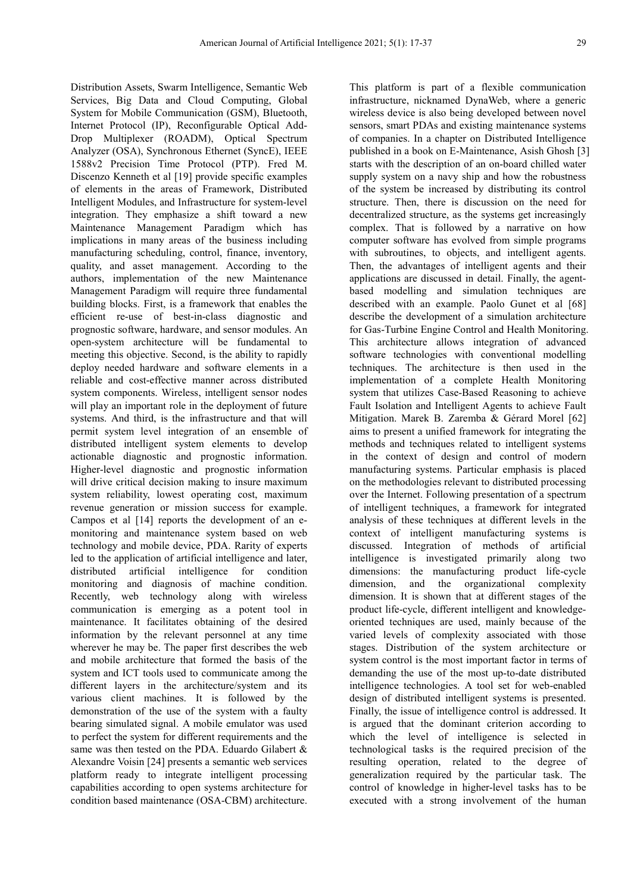Distribution Assets, Swarm Intelligence, Semantic Web Services, Big Data and Cloud Computing, Global System for Mobile Communication (GSM), Bluetooth, Internet Protocol (IP), Reconfigurable Optical Add-Drop Multiplexer (ROADM), Optical Spectrum Analyzer (OSA), Synchronous Ethernet (SyncE), IEEE 1588v2 Precision Time Protocol (PTP). Fred M. Discenzo Kenneth et al [19] provide specific examples of elements in the areas of Framework, Distributed Intelligent Modules, and Infrastructure for system-level integration. They emphasize a shift toward a new Maintenance Management Paradigm which has implications in many areas of the business including manufacturing scheduling, control, finance, inventory, quality, and asset management. According to the authors, implementation of the new Maintenance Management Paradigm will require three fundamental building blocks. First, is a framework that enables the efficient re-use of best-in-class diagnostic and prognostic software, hardware, and sensor modules. An open-system architecture will be fundamental to meeting this objective. Second, is the ability to rapidly deploy needed hardware and software elements in a reliable and cost-effective manner across distributed system components. Wireless, intelligent sensor nodes will play an important role in the deployment of future systems. And third, is the infrastructure and that will permit system level integration of an ensemble of distributed intelligent system elements to develop actionable diagnostic and prognostic information. Higher-level diagnostic and prognostic information will drive critical decision making to insure maximum system reliability, lowest operating cost, maximum revenue generation or mission success for example. Campos et al [14] reports the development of an e-monitoring and maintenance system based on web technology and mobile device, PDA. Rarity of experts led to the application of artificial intelligence and later, distributed artificial intelligence for condition monitoring and diagnosis of machine condition. Recently, web technology along with wireless communication is emerging as a potent tool in maintenance. It facilitates obtaining of the desired information by the relevant personnel at any time wherever he may be. The paper first describes the web and mobile architecture that formed the basis of the system and ICT tools used to communicate among the different layers in the architecture/system and its various client machines. It is followed by the demonstration of the use of the system with a faulty bearing simulated signal. A mobile emulator was used to perfect the system for different requirements and the same was then tested on the PDA. Eduardo Gilabert & Alexandre Voisin [24] presents a semantic web services platform ready to integrate intelligent processing capabilities according to open systems architecture for condition based maintenance (OSA-CBM) architecture. This platform is part of a flexible communication infrastructure, nicknamed DynaWeb, where a generic wireless device is also being developed between novel sensors, smart PDAs and existing maintenance systems of companies. In a chapter on Distributed Intelligence published in a book on E-Maintenance, Asish Ghosh [3] starts with the description of an on-board chilled water supply system on a navy ship and how the robustness of the system be increased by distributing its control structure. Then, there is discussion on the need for decentralized structure, as the systems get increasingly complex. That is followed by a narrative on how computer software has evolved from simple programs with subroutines, to objects, and intelligent agents. Then, the advantages of intelligent agents and their applications are discussed in detail. Finally, the agent-based modelling and simulation techniques are described with an example. Paolo Gunet et al [68] describe the development of a simulation architecture for Gas-Turbine Engine Control and Health Monitoring. This architecture allows integration of advanced software technologies with conventional modelling techniques. The architecture is then used in the implementation of a complete Health Monitoring system that utilizes Case-Based Reasoning to achieve Fault Isolation and Intelligent Agents to achieve Fault Mitigation. Marek B. Zaremba & Gérard Morel [62] aims to present a unified framework for integrating the methods and techniques related to intelligent systems in the context of design and control of modern manufacturing systems. Particular emphasis is placed on the methodologies relevant to distributed processing over the Internet. Following presentation of a spectrum of intelligent techniques, a framework for integrated analysis of these techniques at different levels in the context of intelligent manufacturing systems is discussed. Integration of methods of artificial intelligence is investigated primarily along two dimensions: the manufacturing product life-cycle dimension, and the organizational complexity dimension. It is shown that at different stages of the product life-cycle, different intelligent and knowledge-oriented techniques are used, mainly because of the varied levels of complexity associated with those stages. Distribution of the system architecture or system control is the most important factor in terms of demanding the use of the most up-to-date distributed intelligence technologies. A tool set for web-enabled design of distributed intelligent systems is presented. Finally, the issue of intelligence control is addressed. It is argued that the dominant criterion according to which the level of intelligence is selected in technological tasks is the required precision of the resulting operation, related to the degree of generalization required by the particular task. The control of knowledge in higher-level tasks has to be executed with a strong involvement of the human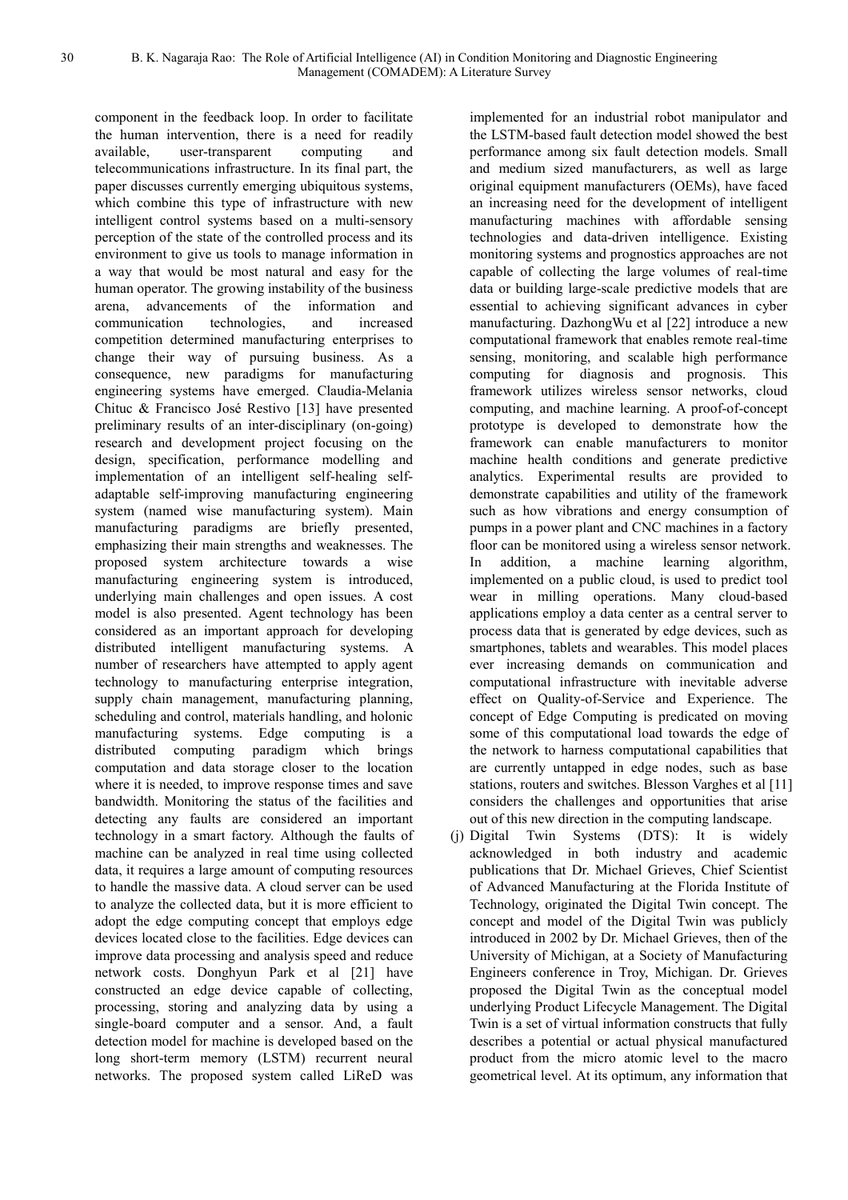component in the feedback loop. In order to facilitate the human intervention, there is a need for readily available, user-transparent computing and telecommunications infrastructure. In its final part, the paper discusses currently emerging ubiquitous systems, which combine this type of infrastructure with new intelligent control systems based on a multi-sensory perception of the state of the controlled process and its environment to give us tools to manage information in a way that would be most natural and easy for the human operator. The growing instability of the business arena, advancements of the information and communication technologies, and increased competition determined manufacturing enterprises to change their way of pursuing business. As a consequence, new paradigms for manufacturing engineering systems have emerged. Claudia-Melania Chituc & Francisco José Restivo [13] have presented preliminary results of an inter-disciplinary (on-going) research and development project focusing on the design, specification, performance modelling and implementation of an intelligent self-healing self-adaptable self-improving manufacturing engineering system (named wise manufacturing system). Main manufacturing paradigms are briefly presented, emphasizing their main strengths and weaknesses. The proposed system architecture towards a wise manufacturing engineering system is introduced, underlying main challenges and open issues. A cost model is also presented. Agent technology has been considered as an important approach for developing distributed intelligent manufacturing systems. A number of researchers have attempted to apply agent technology to manufacturing enterprise integration, supply chain management, manufacturing planning, scheduling and control, materials handling, and holonic manufacturing systems. Edge computing is a distributed computing paradigm which brings computation and data storage closer to the location where it is needed, to improve response times and save bandwidth. Monitoring the status of the facilities and detecting any faults are considered an important technology in a smart factory. Although the faults of machine can be analyzed in real time using collected data, it requires a large amount of computing resources to handle the massive data. A cloud server can be used to analyze the collected data, but it is more efficient to adopt the edge computing concept that employs edge devices located close to the facilities. Edge devices can improve data processing and analysis speed and reduce network costs. Donghyun Park et al [21] have constructed an edge device capable of collecting, processing, storing and analyzing data by using a single-board computer and a sensor. And, a fault detection model for machine is developed based on the long short-term memory (LSTM) recurrent neural networks. The proposed system called LiReD was implemented for an industrial robot manipulator and the LSTM-based fault detection model showed the best performance among six fault detection models. Small and medium sized manufacturers, as well as large original equipment manufacturers (OEMs), have faced an increasing need for the development of intelligent manufacturing machines with affordable sensing technologies and data-driven intelligence. Existing monitoring systems and prognostics approaches are not capable of collecting the large volumes of real-time data or building large-scale predictive models that are essential to achieving significant advances in cyber manufacturing. DazhongWu et al [22] introduce a new computational framework that enables remote real-time sensing, monitoring, and scalable high performance computing for diagnosis and prognosis. This framework utilizes wireless sensor networks, cloud computing, and machine learning. A proof-of-concept prototype is developed to demonstrate how the framework can enable manufacturers to monitor machine health conditions and generate predictive analytics. Experimental results are provided to demonstrate capabilities and utility of the framework such as how vibrations and energy consumption of pumps in a power plant and CNC machines in a factory floor can be monitored using a wireless sensor network. In addition, a machine learning algorithm, implemented on a public cloud, is used to predict tool wear in milling operations. Many cloud-based applications employ a data center as a central server to process data that is generated by edge devices, such as smartphones, tablets and wearables. This model places ever increasing demands on communication and computational infrastructure with inevitable adverse effect on Quality-of-Service and Experience. The concept of Edge Computing is predicated on moving some of this computational load towards the edge of the network to harness computational capabilities that are currently untapped in edge nodes, such as base stations, routers and switches. Blesson Varghes et al [11] considers the challenges and opportunities that arise out of this new direction in the computing landscape.

(j) Digital Twin Systems (DTS): It is widely acknowledged in both industry and academic publications that Dr. Michael Grieves, Chief Scientist of Advanced Manufacturing at the Florida Institute of Technology, originated the Digital Twin concept. The concept and model of the Digital Twin was publicly introduced in 2002 by Dr. Michael Grieves, then of the University of Michigan, at a Society of Manufacturing Engineers conference in Troy, Michigan. Dr. Grieves proposed the Digital Twin as the conceptual model underlying Product Lifecycle Management. The Digital Twin is a set of virtual information constructs that fully describes a potential or actual physical manufactured product from the micro atomic level to the macro geometrical level. At its optimum, any information that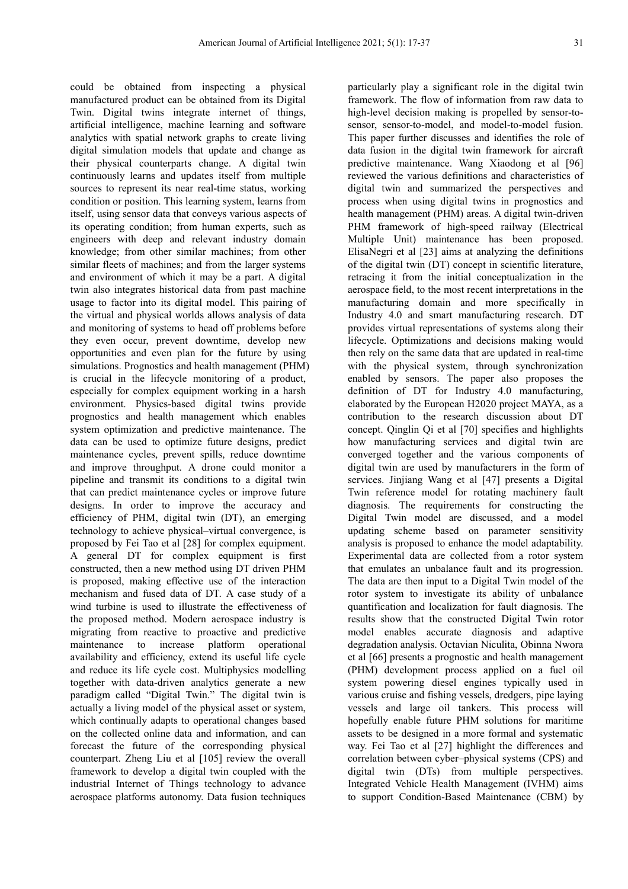could be obtained from inspecting a physical manufactured product can be obtained from its Digital Twin. Digital twins integrate internet of things, artificial intelligence, machine learning and software analytics with spatial network graphs to create living digital simulation models that update and change as their physical counterparts change. A digital twin continuously learns and updates itself from multiple sources to represent its near real-time status, working condition or position. This learning system, learns from itself, using sensor data that conveys various aspects of its operating condition; from human experts, such as engineers with deep and relevant industry domain knowledge; from other similar machines; from other similar fleets of machines; and from the larger systems and environment of which it may be a part. A digital twin also integrates historical data from past machine usage to factor into its digital model. This pairing of the virtual and physical worlds allows analysis of data and monitoring of systems to head off problems before they even occur, prevent downtime, develop new opportunities and even plan for the future by using simulations. Prognostics and health management (PHM) is crucial in the lifecycle monitoring of a product, especially for complex equipment working in a harsh environment. Physics-based digital twins provide prognostics and health management which enables system optimization and predictive maintenance. The data can be used to optimize future designs, predict maintenance cycles, prevent spills, reduce downtime and improve throughput. A drone could monitor a pipeline and transmit its conditions to a digital twin that can predict maintenance cycles or improve future designs. In order to improve the accuracy and efficiency of PHM, digital twin (DT), an emerging technology to achieve physical–virtual convergence, is proposed by Fei Tao et al [28] for complex equipment. A general DT for complex equipment is first constructed, then a new method using DT driven PHM is proposed, making effective use of the interaction mechanism and fused data of DT. A case study of a wind turbine is used to illustrate the effectiveness of the proposed method. Modern aerospace industry is migrating from reactive to proactive and predictive maintenance to increase platform operational availability and efficiency, extend its useful life cycle and reduce its life cycle cost. Multiphysics modelling together with data-driven analytics generate a new paradigm called "Digital Twin." The digital twin is actually a living model of the physical asset or system, which continually adapts to operational changes based on the collected online data and information, and can forecast the future of the corresponding physical counterpart. Zheng Liu et al [105] review the overall framework to develop a digital twin coupled with the industrial Internet of Things technology to advance aerospace platforms autonomy. Data fusion techniques particularly play a significant role in the digital twin framework. The flow of information from raw data to high-level decision making is propelled by sensor-to-sensor, sensor-to-model, and model-to-model fusion. This paper further discusses and identifies the role of data fusion in the digital twin framework for aircraft predictive maintenance. Wang Xiaodong et al [96] reviewed the various definitions and characteristics of digital twin and summarized the perspectives and process when using digital twins in prognostics and health management (PHM) areas. A digital twin-driven PHM framework of high-speed railway (Electrical Multiple Unit) maintenance has been proposed. ElisaNegri et al [23] aims at analyzing the definitions of the digital twin (DT) concept in scientific literature, retracing it from the initial conceptualization in the aerospace field, to the most recent interpretations in the manufacturing domain and more specifically in Industry 4.0 and smart manufacturing research. DT provides virtual representations of systems along their lifecycle. Optimizations and decisions making would then rely on the same data that are updated in real-time with the physical system, through synchronization enabled by sensors. The paper also proposes the definition of DT for Industry 4.0 manufacturing, elaborated by the European H2020 project MAYA, as a contribution to the research discussion about DT concept. Qinglin Qi et al [70] specifies and highlights how manufacturing services and digital twin are converged together and the various components of digital twin are used by manufacturers in the form of services. Jinjiang Wang et al [47] presents a Digital Twin reference model for rotating machinery fault diagnosis. The requirements for constructing the Digital Twin model are discussed, and a model updating scheme based on parameter sensitivity analysis is proposed to enhance the model adaptability. Experimental data are collected from a rotor system that emulates an unbalance fault and its progression. The data are then input to a Digital Twin model of the rotor system to investigate its ability of unbalance quantification and localization for fault diagnosis. The results show that the constructed Digital Twin rotor model enables accurate diagnosis and adaptive degradation analysis. Octavian Niculita, Obinna Nwora et al [66] presents a prognostic and health management (PHM) development process applied on a fuel oil system powering diesel engines typically used in various cruise and fishing vessels, dredgers, pipe laying vessels and large oil tankers. This process will hopefully enable future PHM solutions for maritime assets to be designed in a more formal and systematic way. Fei Tao et al [27] highlight the differences and correlation between cyber–physical systems (CPS) and digital twin (DTs) from multiple perspectives. Integrated Vehicle Health Management (IVHM) aims to support Condition-Based Maintenance (CBM) by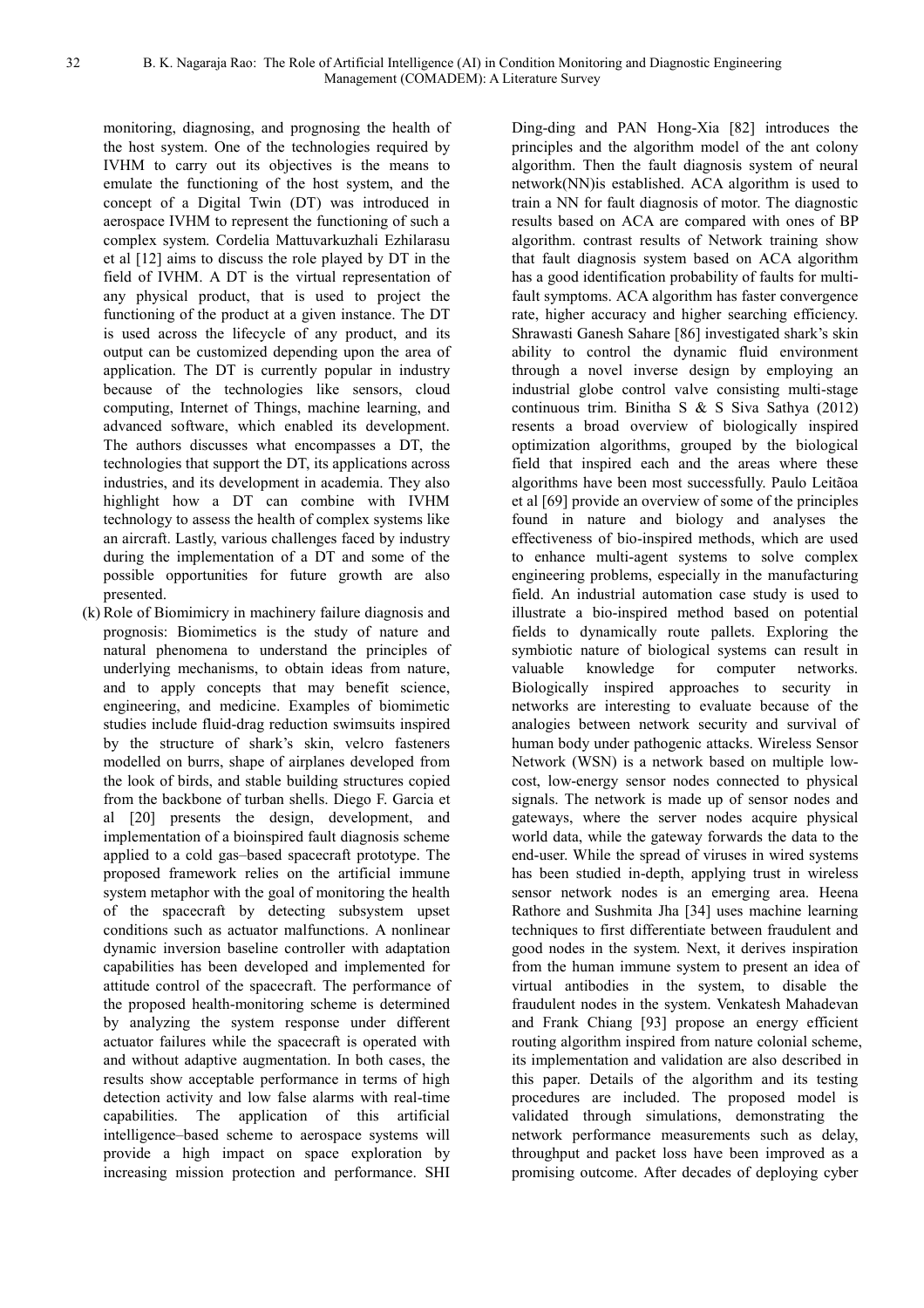monitoring, diagnosing, and prognosing the health of the host system. One of the technologies required by IVHM to carry out its objectives is the means to emulate the functioning of the host system, and the concept of a Digital Twin (DT) was introduced in aerospace IVHM to represent the functioning of such a complex system. Cordelia Mattuvarkuzhali Ezhilarasu et al [12] aims to discuss the role played by DT in the field of IVHM. A DT is the virtual representation of any physical product, that is used to project the functioning of the product at a given instance. The DT is used across the lifecycle of any product, and its output can be customized depending upon the area of application. The DT is currently popular in industry because of the technologies like sensors, cloud computing, Internet of Things, machine learning, and advanced software, which enabled its development. The authors discusses what encompasses a DT, the technologies that support the DT, its applications across industries, and its development in academia. They also highlight how a DT can combine with IVHM technology to assess the health of complex systems like an aircraft. Lastly, various challenges faced by industry during the implementation of a DT and some of the possible opportunities for future growth are also presented.

(k) Role of Biomimicry in machinery failure diagnosis and prognosis: Biomimetics is the study of nature and natural phenomena to understand the principles of underlying mechanisms, to obtain ideas from nature, and to apply concepts that may benefit science, engineering, and medicine. Examples of biomimetic studies include fluid-drag reduction swimsuits inspired by the structure of shark's skin, velcro fasteners modelled on burrs, shape of airplanes developed from the look of birds, and stable building structures copied from the backbone of turban shells. Diego F. Garcia et al [20] presents the design, development, and implementation of a bioinspired fault diagnosis scheme applied to a cold gas–based spacecraft prototype. The proposed framework relies on the artificial immune system metaphor with the goal of monitoring the health of the spacecraft by detecting subsystem upset conditions such as actuator malfunctions. A nonlinear dynamic inversion baseline controller with adaptation capabilities has been developed and implemented for attitude control of the spacecraft. The performance of the proposed health-monitoring scheme is determined by analyzing the system response under different actuator failures while the spacecraft is operated with and without adaptive augmentation. In both cases, the results show acceptable performance in terms of high detection activity and low false alarms with real-time capabilities. The application of this artificial intelligence–based scheme to aerospace systems will provide a high impact on space exploration by increasing mission protection and performance. SHI Ding-ding and PAN Hong-Xia [82] introduces the principles and the algorithm model of the ant colony algorithm. Then the fault diagnosis system of neural network(NN)is established. ACA algorithm is used to train a NN for fault diagnosis of motor. The diagnostic results based on ACA are compared with ones of BP algorithm. contrast results of Network training show that fault diagnosis system based on ACA algorithm has a good identification probability of faults for multi-fault symptoms. ACA algorithm has faster convergence rate, higher accuracy and higher searching efficiency. Shrawasti Ganesh Sahare [86] investigated shark's skin ability to control the dynamic fluid environment through a novel inverse design by employing an industrial globe control valve consisting multi-stage continuous trim. Binitha S & S Siva Sathya (2012) resents a broad overview of biologically inspired optimization algorithms, grouped by the biological field that inspired each and the areas where these algorithms have been most successfully. Paulo Leitãoa et al [69] provide an overview of some of the principles found in nature and biology and analyses the effectiveness of bio-inspired methods, which are used to enhance multi-agent systems to solve complex engineering problems, especially in the manufacturing field. An industrial automation case study is used to illustrate a bio-inspired method based on potential fields to dynamically route pallets. Exploring the symbiotic nature of biological systems can result in valuable knowledge for computer networks. Biologically inspired approaches to security in networks are interesting to evaluate because of the analogies between network security and survival of human body under pathogenic attacks. Wireless Sensor Network (WSN) is a network based on multiple low-cost, low-energy sensor nodes connected to physical signals. The network is made up of sensor nodes and gateways, where the server nodes acquire physical world data, while the gateway forwards the data to the end-user. While the spread of viruses in wired systems has been studied in-depth, applying trust in wireless sensor network nodes is an emerging area. Heena Rathore and Sushmita Jha [34] uses machine learning techniques to first differentiate between fraudulent and good nodes in the system. Next, it derives inspiration from the human immune system to present an idea of virtual antibodies in the system, to disable the fraudulent nodes in the system. Venkatesh Mahadevan and Frank Chiang [93] propose an energy efficient routing algorithm inspired from nature colonial scheme, its implementation and validation are also described in this paper. Details of the algorithm and its testing procedures are included. The proposed model is validated through simulations, demonstrating the network performance measurements such as delay, throughput and packet loss have been improved as a promising outcome. After decades of deploying cyber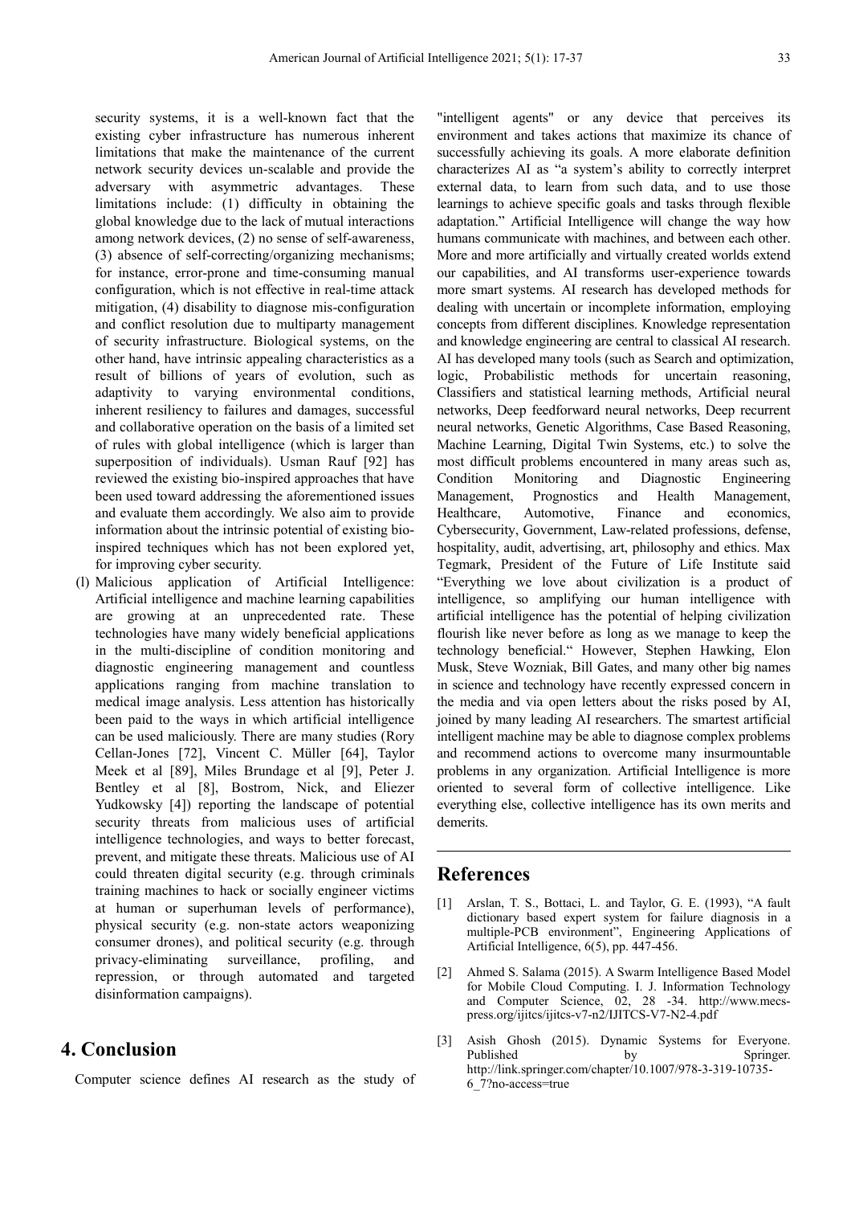security systems, it is a well-known fact that the existing cyber infrastructure has numerous inherent limitations that make the maintenance of the current network security devices un-scalable and provide the adversary with asymmetric advantages. These limitations include: (1) difficulty in obtaining the global knowledge due to the lack of mutual interactions among network devices, (2) no sense of self-awareness, (3) absence of self-correcting/organizing mechanisms; for instance, error-prone and time-consuming manual configuration, which is not effective in real-time attack mitigation, (4) disability to diagnose mis-configuration and conflict resolution due to multiparty management of security infrastructure. Biological systems, on the other hand, have intrinsic appealing characteristics as a result of billions of years of evolution, such as adaptivity to varying environmental conditions, inherent resiliency to failures and damages, successful and collaborative operation on the basis of a limited set of rules with global intelligence (which is larger than superposition of individuals). Usman Rauf [92] has reviewed the existing bio-inspired approaches that have been used toward addressing the aforementioned issues and evaluate them accordingly. We also aim to provide information about the intrinsic potential of existing bio-inspired techniques which has not been explored yet, for improving cyber security.

(l) Malicious application of Artificial Intelligence: Artificial intelligence and machine learning capabilities are growing at an unprecedented rate. These technologies have many widely beneficial applications in the multi-discipline of condition monitoring and diagnostic engineering management and countless applications ranging from machine translation to medical image analysis. Less attention has historically been paid to the ways in which artificial intelligence can be used maliciously. There are many studies (Rory Cellan-Jones [72], Vincent C. Müller [64], Taylor Meek et al [89], Miles Brundage et al [9], Peter J. Bentley et al [8], Bostrom, Nick, and Eliezer Yudkowsky [4]) reporting the landscape of potential security threats from malicious uses of artificial intelligence technologies, and ways to better forecast, prevent, and mitigate these threats. Malicious use of AI could threaten digital security (e.g. through criminals training machines to hack or socially engineer victims at human or superhuman levels of performance), physical security (e.g. non-state actors weaponizing consumer drones), and political security (e.g. through privacy-eliminating surveillance, profiling, and repression, or through automated and targeted disinformation campaigns).

# 4. Conclusion

Computer science defines AI research as the study of "intelligent agents" or any device that perceives its environment and takes actions that maximize its chance of successfully achieving its goals. A more elaborate definition characterizes AI as "a system's ability to correctly interpret external data, to learn from such data, and to use those learnings to achieve specific goals and tasks through flexible adaptation." Artificial Intelligence will change the way how humans communicate with machines, and between each other. More and more artificially and virtually created worlds extend our capabilities, and AI transforms user-experience towards more smart systems. AI research has developed methods for dealing with uncertain or incomplete information, employing concepts from different disciplines. Knowledge representation and knowledge engineering are central to classical AI research. AI has developed many tools (such as Search and optimization, logic, Probabilistic methods for uncertain reasoning, Classifiers and statistical learning methods, Artificial neural networks, Deep feedforward neural networks, Deep recurrent neural networks, Genetic Algorithms, Case Based Reasoning, Machine Learning, Digital Twin Systems, etc.) to solve the most difficult problems encountered in many areas such as, Condition Monitoring and Diagnostic Engineering Management, Prognostics and Health Management, Healthcare, Automotive, Finance and economics, Cybersecurity, Government, Law-related professions, defense, hospitality, audit, advertising, art, philosophy and ethics. Max Tegmark, President of the Future of Life Institute said "Everything we love about civilization is a product of intelligence, so amplifying our human intelligence with artificial intelligence has the potential of helping civilization flourish like never before as long as we manage to keep the technology beneficial." However, Stephen Hawking, Elon Musk, Steve Wozniak, Bill Gates, and many other big names in science and technology have recently expressed concern in the media and via open letters about the risks posed by AI, joined by many leading AI researchers. The smartest artificial intelligent machine may be able to diagnose complex problems and recommend actions to overcome many insurmountable problems in any organization. Artificial Intelligence is more oriented to several form of collective intelligence. Like everything else, collective intelligence has its own merits and demerits.

# References

[1] Arslan, T. S., Bottaci, L. and Taylor, G. E. (1993), "A fault dictionary based expert system for failure diagnosis in a multiple-PCB environment", Engineering Applications of Artificial Intelligence, 6(5), pp. 447-456.

[2] Ahmed S. Salama (2015). A Swarm Intelligence Based Model for Mobile Cloud Computing. I. J. Information Technology and Computer Science, 02, 28 -34. http://www.mecs-press.org/ijitcs/ijitcs-v7-n2/IJITCS-V7-N2-4.pdf

[3] Asish Ghosh (2015). Dynamic Systems for Everyone. Published by Springer. http://link.springer.com/chapter/10.1007/978-3-319-10735-6_7?no-access=true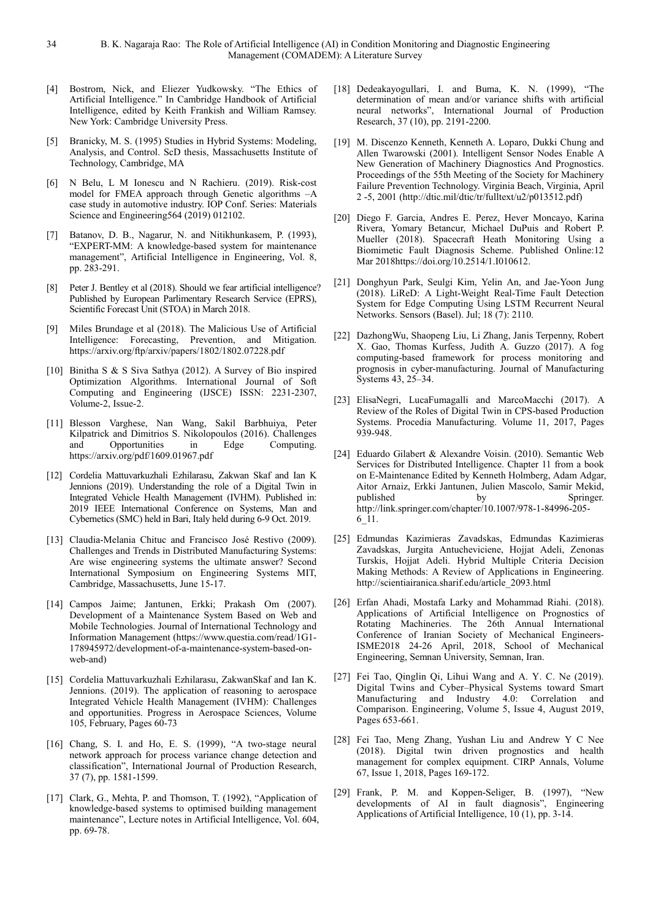[4] Bostrom, Nick, and Eliezer Yudkowsky. "The Ethics of Artificial Intelligence." In Cambridge Handbook of Artificial Intelligence, edited by Keith Frankish and William Ramsey. New York: Cambridge University Press.

[5] Branicky, M. S. (1995) Studies in Hybrid Systems: Modeling, Analysis, and Control. ScD thesis, Massachusetts Institute of Technology, Cambridge, MA

[6] N Belu, L M Ionescu and N Rachieru. (2019). Risk-cost model for FMEA approach through Genetic algorithms –A case study in automotive industry. IOP Conf. Series: Materials Science and Engineering564 (2019) 012102.

[7] Batanov, D. B., Nagarur, N. and Nitikhunkasem, P. (1993), "EXPERT-MM: A knowledge-based system for maintenance management", Artificial Intelligence in Engineering, Vol. 8, pp. 283-291.

[8] Peter J. Bentley et al (2018). Should we fear artificial intelligence? Published by European Parlimentary Research Service (EPRS), Scientific Forecast Unit (STOA) in March 2018.

[9] Miles Brundage et al (2018). The Malicious Use of Artificial Intelligence: Forecasting, Prevention, and Mitigation. https://arxiv.org/ftp/arxiv/papers/1802/1802.07228.pdf

[10] Binitha S & S Siva Sathya (2012). A Survey of Bio inspired Optimization Algorithms. International Journal of Soft Computing and Engineering (IJSCE) ISSN: 2231-2307, Volume-2, Issue-2.

[11] Blesson Varghese, Nan Wang, Sakil Barbhuiya, Peter Kilpatrick and Dimitrios S. Nikolopoulos (2016). Challenges and Opportunities in Edge Computing. https://arxiv.org/pdf/1609.01967.pdf

[12] Cordelia Mattuvarkuzhali Ezhilarasu, Zakwan Skaf and Ian K Jennions (2019). Understanding the role of a Digital Twin in Integrated Vehicle Health Management (IVHM). Published in: 2019 IEEE International Conference on Systems, Man and Cybernetics (SMC) held in Bari, Italy held during 6-9 Oct. 2019.

[13] Claudia-Melania Chituc and Francisco José Restivo (2009). Challenges and Trends in Distributed Manufacturing Systems: Are wise engineering systems the ultimate answer? Second International Symposium on Engineering Systems MIT, Cambridge, Massachusetts, June 15-17.

[14] Campos Jaime; Jantunen, Erkki; Prakash Om (2007). Development of a Maintenance System Based on Web and Mobile Technologies. Journal of International Technology and Information Management (https://www.questia.com/read/1G1-178945972/development-of-a-maintenance-system-based-on-web-and)

[15] Cordelia Mattuvarkuzhali Ezhilarasu, ZakwanSkaf and Ian K. Jennions. (2019). The application of reasoning to aerospace Integrated Vehicle Health Management (IVHM): Challenges and opportunities. Progress in Aerospace Sciences, Volume 105, February, Pages 60-73

[16] Chang, S. I. and Ho, E. S. (1999), "A two-stage neural network approach for process variance change detection and classification", International Journal of Production Research, 37 (7), pp. 1581-1599.

[17] Clark, G., Mehta, P. and Thomson, T. (1992), "Application of knowledge-based systems to optimised building management maintenance", Lecture notes in Artificial Intelligence, Vol. 604, pp. 69-78.

[18] Dedeakayogullari, I. and Buma, K. N. (1999), "The determination of mean and/or variance shifts with artificial neural networks", International Journal of Production Research, 37 (10), pp. 2191-2200.

[19] M. Discenzo Kenneth, Kenneth A. Loparo, Dukki Chung and Allen Twarowski (2001). Intelligent Sensor Nodes Enable A New Generation of Machinery Diagnostics And Prognostics. Proceedings of the 55th Meeting of the Society for Machinery Failure Prevention Technology. Virginia Beach, Virginia, April 2 -5, 2001 (http://dtic.mil/dtic/tr/fulltext/u2/p013512.pdf)

[20] Diego F. Garcia, Andres E. Perez, Hever Moncayo, Karina Rivera, Yomary Betancur, Michael DuPuis and Robert P. Mueller (2018). Spacecraft Heath Monitoring Using a Biomimetic Fault Diagnosis Scheme. Published Online:12 Mar 2018https://doi.org/10.2514/1.I010612.

[21] Donghyun Park, Seulgi Kim, Yelin An, and Jae-Yoon Jung (2018). LiReD: A Light-Weight Real-Time Fault Detection System for Edge Computing Using LSTM Recurrent Neural Networks. Sensors (Basel). Jul; 18 (7): 2110.

[22] DazhongWu, Shaopeng Liu, Li Zhang, Janis Terpenny, Robert X. Gao, Thomas Kurfess, Judith A. Guzzo (2017). A fog computing-based framework for process monitoring and prognosis in cyber-manufacturing. Journal of Manufacturing Systems 43, 25–34.

[23] ElisaNegri, LucaFumagalli and MarcoMacchi (2017). A Review of the Roles of Digital Twin in CPS-based Production Systems. Procedia Manufacturing. Volume 11, 2017, Pages 939-948.

[24] Eduardo Gilabert & Alexandre Voisin. (2010). Semantic Web Services for Distributed Intelligence. Chapter 11 from a book on E-Maintenance Edited by Kenneth Holmberg, Adam Adgar, Aitor Arnaiz, Erkki Jantunen, Julien Mascolo, Samir Mekid, published by Springer. http://link.springer.com/chapter/10.1007/978-1-84996-205-6_11.

[25] Edmundas Kazimieras Zavadskas, Edmundas Kazimieras Zavadskas, Jurgita Antucheviciene, Hojjat Adeli, Zenonas Turskis, Hojjat Adeli. Hybrid Multiple Criteria Decision Making Methods: A Review of Applications in Engineering. http://scientiairanica.sharif.edu/article_2093.html

[26] Erfan Ahadi, Mostafa Larky and Mohammad Riahi. (2018). Applications of Artificial Intelligence on Prognostics of Rotating Machineries. The 26th Annual International Conference of Iranian Society of Mechanical Engineers-ISME2018 24-26 April, 2018, School of Mechanical Engineering, Semnan University, Semnan, Iran.

[27] Fei Tao, Qinglin Qi, Lihui Wang and A. Y. C. Ne (2019). Digital Twins and Cyber–Physical Systems toward Smart Manufacturing and Industry 4.0: Correlation and Comparison. Engineering, Volume 5, Issue 4, August 2019, Pages 653-661.

[28] Fei Tao, Meng Zhang, Yushan Liu and Andrew Y C Nee (2018). Digital twin driven prognostics and health management for complex equipment. CIRP Annals, Volume 67, Issue 1, 2018, Pages 169-172.

[29] Frank, P. M. and Koppen-Seliger, B. (1997), "New developments of AI in fault diagnosis", Engineering Applications of Artificial Intelligence, 10 (1), pp. 3-14.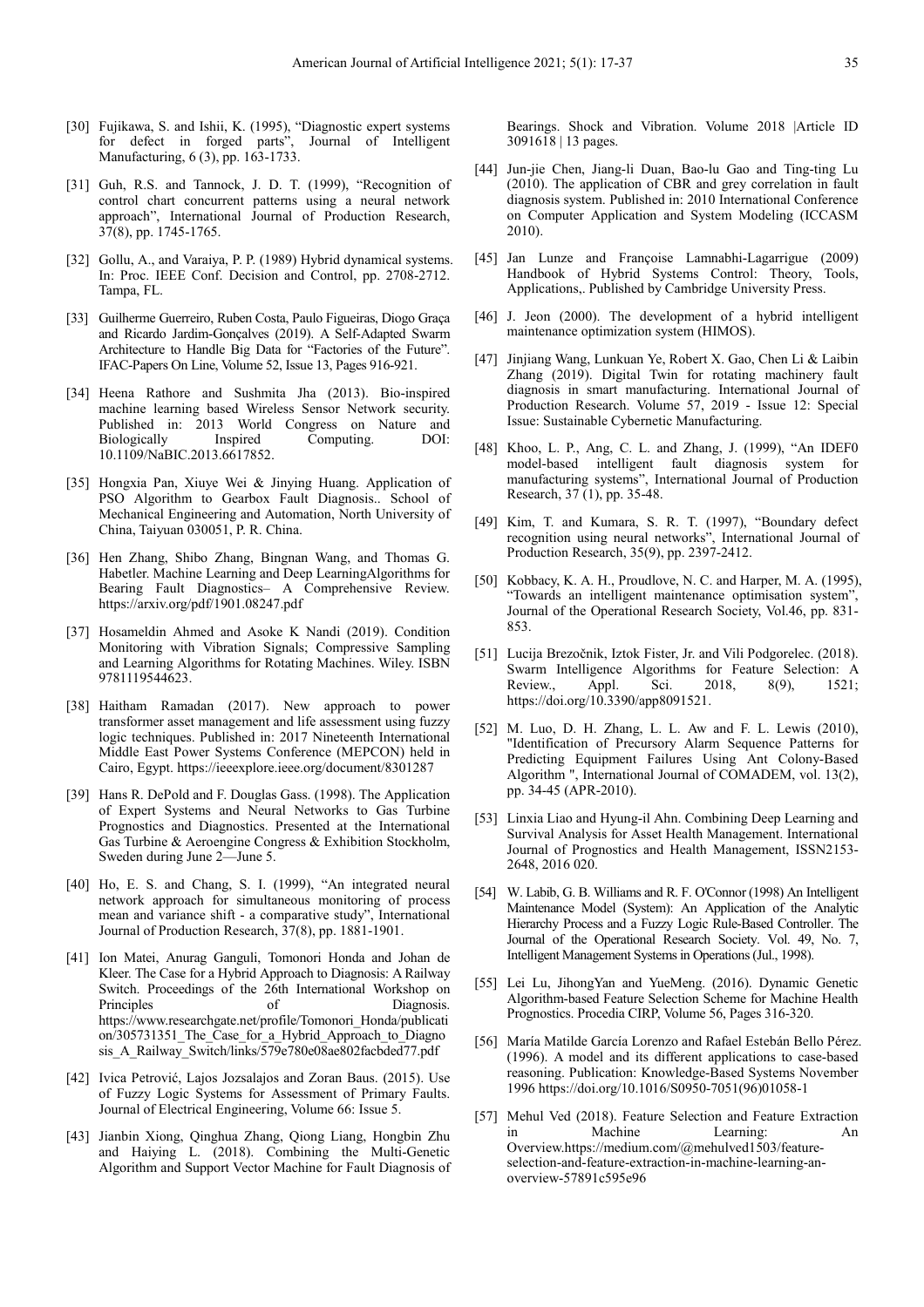[30] Fujikawa, S. and Ishii, K. (1995), "Diagnostic expert systems for defect in forged parts", Journal of Intelligent Manufacturing, 6 (3), pp. 163-1733.

[31] Guh, R.S. and Tannock, J. D. T. (1999), "Recognition of control chart concurrent patterns using a neural network approach", International Journal of Production Research, 37(8), pp. 1745-1765.

[32] Gollu, A., and Varaiya, P. P. (1989) Hybrid dynamical systems. In: Proc. IEEE Conf. Decision and Control, pp. 2708-2712. Tampa, FL.

[33] Guilherme Guerreiro, Ruben Costa, Paulo Figueiras, Diogo Graça and Ricardo Jardim-Gonçalves (2019). A Self-Adapted Swarm Architecture to Handle Big Data for "Factories of the Future". IFAC-Papers On Line, Volume 52, Issue 13, Pages 916-921.

[34] Heena Rathore and Sushmita Jha (2013). Bio-inspired machine learning based Wireless Sensor Network security. Published in: 2013 World Congress on Nature and Biologically Inspired Computing. DOI: 10.1109/NaBIC.2013.6617852.

[35] Hongxia Pan, Xiuye Wei & Jinying Huang. Application of PSO Algorithm to Gearbox Fault Diagnosis.. School of Mechanical Engineering and Automation, North University of China, Taiyuan 030051, P. R. China.

[36] Hen Zhang, Shibo Zhang, Bingnan Wang, and Thomas G. Habetler. Machine Learning and Deep LearningAlgorithms for Bearing Fault Diagnostics– A Comprehensive Review. https://arxiv.org/pdf/1901.08247.pdf

[37] Hosameldin Ahmed and Asoke K Nandi (2019). Condition Monitoring with Vibration Signals; Compressive Sampling and Learning Algorithms for Rotating Machines. Wiley. ISBN 9781119544623.

[38] Haitham Ramadan (2017). New approach to power transformer asset management and life assessment using fuzzy logic techniques. Published in: 2017 Nineteenth International Middle East Power Systems Conference (MEPCON) held in Cairo, Egypt. https://ieeexplore.ieee.org/document/8301287

[39] Hans R. DePold and F. Douglas Gass. (1998). The Application of Expert Systems and Neural Networks to Gas Turbine Prognostics and Diagnostics. Presented at the International Gas Turbine & Aeroengine Congress & Exhibition Stockholm, Sweden during June 2—June 5.

[40] Ho, E. S. and Chang, S. I. (1999), "An integrated neural network approach for simultaneous monitoring of process mean and variance shift - a comparative study", International Journal of Production Research, 37(8), pp. 1881-1901.

[41] Ion Matei, Anurag Ganguli, Tomonori Honda and Johan de Kleer. The Case for a Hybrid Approach to Diagnosis: A Railway Switch. Proceedings of the 26th International Workshop on Principles of Diagnosis. https://www.researchgate.net/profile/Tomonori_Honda/publication/305731351_The_Case_for_a_Hybrid_Approach_to_Diagnosis_A_Railway_Switch/links/579e780e08ae802facbded77.pdf

[42] Ivica Petrović, Lajos Jozsalajos and Zoran Baus. (2015). Use of Fuzzy Logic Systems for Assessment of Primary Faults. Journal of Electrical Engineering, Volume 66: Issue 5.

[43] Jianbin Xiong, Qinghua Zhang, Qiong Liang, Hongbin Zhu and Haiying L. (2018). Combining the Multi-Genetic Algorithm and Support Vector Machine for Fault Diagnosis of Bearings. Shock and Vibration. Volume 2018 |Article ID 3091618 | 13 pages.

[44] Jun-jie Chen, Jiang-li Duan, Bao-lu Gao and Ting-ting Lu (2010). The application of CBR and grey correlation in fault diagnosis system. Published in: 2010 International Conference on Computer Application and System Modeling (ICCASM 2010).

[45] Jan Lunze and Françoise Lamnabhi-Lagarrigue (2009) Handbook of Hybrid Systems Control: Theory, Tools, Applications,. Published by Cambridge University Press.

[46] J. Jeon (2000). The development of a hybrid intelligent maintenance optimization system (HIMOS).

[47] Jinjiang Wang, Lunkuan Ye, Robert X. Gao, Chen Li & Laibin Zhang (2019). Digital Twin for rotating machinery fault diagnosis in smart manufacturing. International Journal of Production Research. Volume 57, 2019 - Issue 12: Special Issue: Sustainable Cybernetic Manufacturing.

[48] Khoo, L. P., Ang, C. L. and Zhang, J. (1999), "An IDEF0 model-based intelligent fault diagnosis system for manufacturing systems", International Journal of Production Research, 37 (1), pp. 35-48.

[49] Kim, T. and Kumara, S. R. T. (1997), "Boundary defect recognition using neural networks", International Journal of Production Research, 35(9), pp. 2397-2412.

[50] Kobbacy, K. A. H., Proudlove, N. C. and Harper, M. A. (1995), "Towards an intelligent maintenance optimisation system", Journal of the Operational Research Society, Vol.46, pp. 831-853.

[51] Lucija Brezočnik, Iztok Fister, Jr. and Vili Podgorelec. (2018). Swarm Intelligence Algorithms for Feature Selection: A Review., Appl. Sci. 2018, 8(9), 1521; https://doi.org/10.3390/app8091521.

[52] M. Luo, D. H. Zhang, L. L. Aw and F. L. Lewis (2010), "Identification of Precursory Alarm Sequence Patterns for Predicting Equipment Failures Using Ant Colony-Based Algorithm ", International Journal of COMADEM, vol. 13(2), pp. 34-45 (APR-2010).

[53] Linxia Liao and Hyung-il Ahn. Combining Deep Learning and Survival Analysis for Asset Health Management. International Journal of Prognostics and Health Management, ISSN2153-2648, 2016 020.

[54] W. Labib, G. B. Williams and R. F. O'Connor (1998) An Intelligent Maintenance Model (System): An Application of the Analytic Hierarchy Process and a Fuzzy Logic Rule-Based Controller. The Journal of the Operational Research Society. Vol. 49, No. 7, Intelligent Management Systems in Operations (Jul., 1998).

[55] Lei Lu, JihongYan and YueMeng. (2016). Dynamic Genetic Algorithm-based Feature Selection Scheme for Machine Health Prognostics. Procedia CIRP, Volume 56, Pages 316-320.

[56] María Matilde García Lorenzo and Rafael Estebán Bello Pérez. (1996). A model and its different applications to case-based reasoning. Publication: Knowledge-Based Systems November 1996 https://doi.org/10.1016/S0950-7051(96)01058-1

[57] Mehul Ved (2018). Feature Selection and Feature Extraction in Machine Learning: An Overview.https://medium.com/@mehulved1503/feature-selection-and-feature-extraction-in-machine-learning-an-overview-57891c595e96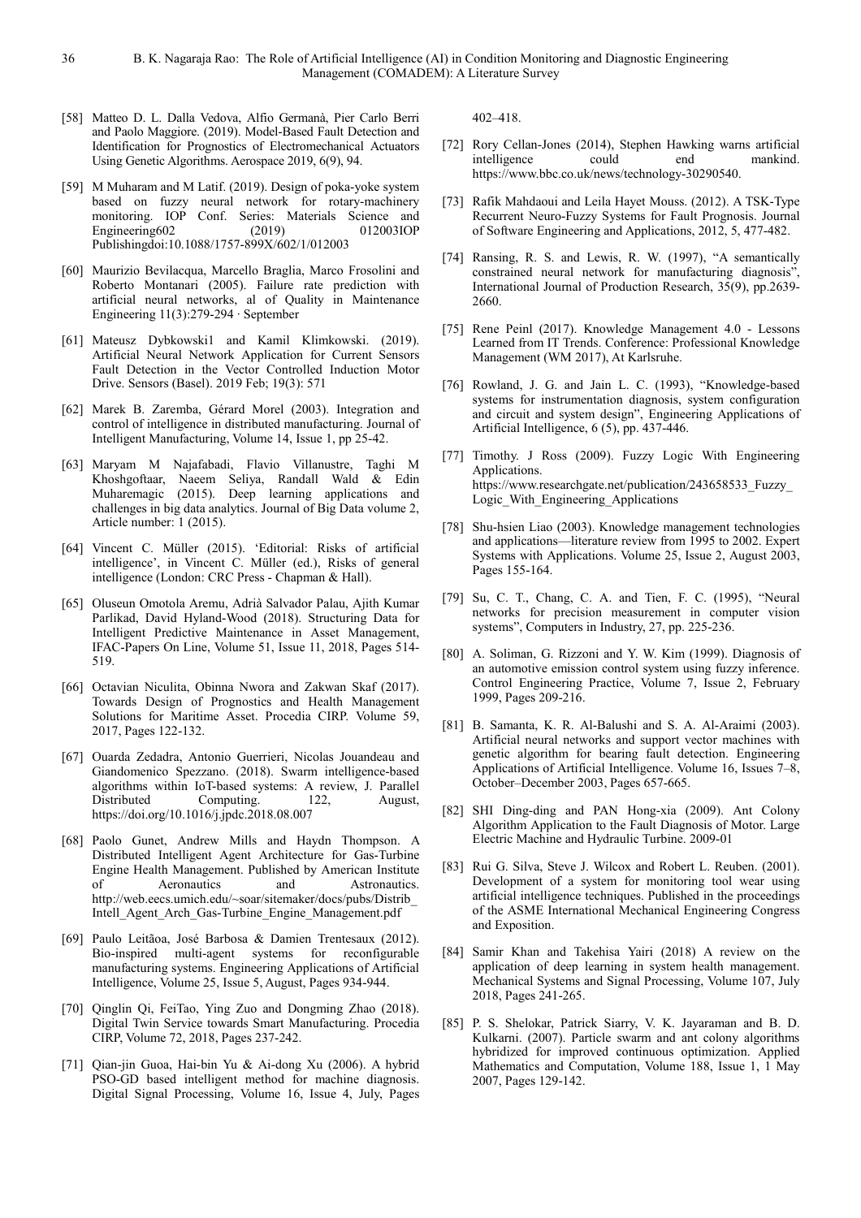[58] Matteo D. L. Dalla Vedova, Alfio Germanà, Pier Carlo Berri and Paolo Maggiore. (2019). Model-Based Fault Detection and Identification for Prognostics of Electromechanical Actuators Using Genetic Algorithms. Aerospace 2019, 6(9), 94.

[59] M Muharam and M Latif. (2019). Design of poka-yoke system based on fuzzy neural network for rotary-machinery monitoring. IOP Conf. Series: Materials Science and Engineering602 (2019) 012003IOP Publishingdoi:10.1088/1757-899X/602/1/012003

[60] Maurizio Bevilacqua, Marcello Braglia, Marco Frosolini and Roberto Montanari (2005). Failure rate prediction with artificial neural networks, al of Quality in Maintenance Engineering 11(3):279-294 · September

[61] Mateusz Dybkowski1 and Kamil Klimkowski. (2019). Artificial Neural Network Application for Current Sensors Fault Detection in the Vector Controlled Induction Motor Drive. Sensors (Basel). 2019 Feb; 19(3): 571

[62] Marek B. Zaremba, Gérard Morel (2003). Integration and control of intelligence in distributed manufacturing. Journal of Intelligent Manufacturing, Volume 14, Issue 1, pp 25-42.

[63] Maryam M Najafabadi, Flavio Villanustre, Taghi M Khoshgoftaar, Naeem Seliya, Randall Wald & Edin Muharemagic (2015). Deep learning applications and challenges in big data analytics. Journal of Big Data volume 2, Article number: 1 (2015).

[64] Vincent C. Müller (2015). 'Editorial: Risks of artificial intelligence', in Vincent C. Müller (ed.), Risks of general intelligence (London: CRC Press - Chapman & Hall).

[65] Oluseun Omotola Aremu, Adrià Salvador Palau, Ajith Kumar Parlikad, David Hyland-Wood (2018). Structuring Data for Intelligent Predictive Maintenance in Asset Management, IFAC-Papers On Line, Volume 51, Issue 11, 2018, Pages 514-519.

[66] Octavian Niculita, Obinna Nwora and Zakwan Skaf (2017). Towards Design of Prognostics and Health Management Solutions for Maritime Asset. Procedia CIRP. Volume 59, 2017, Pages 122-132.

[67] Ouarda Zedadra, Antonio Guerrieri, Nicolas Jouandeau and Giandomenico Spezzano. (2018). Swarm intelligence-based algorithms within IoT-based systems: A review, J. Parallel Distributed Computing. 122, August, https://doi.org/10.1016/j.jpdc.2018.08.007

[68] Paolo Gunet, Andrew Mills and Haydn Thompson. A Distributed Intelligent Agent Architecture for Gas-Turbine Engine Health Management. Published by American Institute of Aeronautics and Astronautics. http://web.eecs.umich.edu/~soar/sitemaker/docs/pubs/Distrib_Intell_Agent_Arch_Gas-Turbine_Engine_Management.pdf

[69] Paulo Leitãoa, José Barbosa & Damien Trentesaux (2012). Bio-inspired multi-agent systems for reconfigurable manufacturing systems. Engineering Applications of Artificial Intelligence, Volume 25, Issue 5, August, Pages 934-944.

[70] Qinglin Qi, FeiTao, Ying Zuo and Dongming Zhao (2018). Digital Twin Service towards Smart Manufacturing. Procedia CIRP, Volume 72, 2018, Pages 237-242.

[71] Qian-jin Guoa, Hai-bin Yu & Ai-dong Xu (2006). A hybrid PSO-GD based intelligent method for machine diagnosis. Digital Signal Processing, Volume 16, Issue 4, July, Pages 402–418.

[72] Rory Cellan-Jones (2014), Stephen Hawking warns artificial intelligence could end mankind. https://www.bbc.co.uk/news/technology-30290540.

[73] Rafik Mahdaoui and Leila Hayet Mouss. (2012). A TSK-Type Recurrent Neuro-Fuzzy Systems for Fault Prognosis. Journal of Software Engineering and Applications, 2012, 5, 477-482.

[74] Ransing, R. S. and Lewis, R. W. (1997), "A semantically constrained neural network for manufacturing diagnosis", International Journal of Production Research, 35(9), pp.2639-2660.

[75] Rene Peinl (2017). Knowledge Management 4.0 - Lessons Learned from IT Trends. Conference: Professional Knowledge Management (WM 2017), At Karlsruhe.

[76] Rowland, J. G. and Jain L. C. (1993), "Knowledge-based systems for instrumentation diagnosis, system configuration and circuit and system design", Engineering Applications of Artificial Intelligence, 6 (5), pp. 437-446.

[77] Timothy. J Ross (2009). Fuzzy Logic With Engineering Applications. https://www.researchgate.net/publication/243658533_Fuzzy_Logic_With_Engineering_Applications

[78] Shu-hsien Liao (2003). Knowledge management technologies and applications—literature review from 1995 to 2002. Expert Systems with Applications. Volume 25, Issue 2, August 2003, Pages 155-164.

[79] Su, C. T., Chang, C. A. and Tien, F. C. (1995), "Neural networks for precision measurement in computer vision systems", Computers in Industry, 27, pp. 225-236.

[80] A. Soliman, G. Rizzoni and Y. W. Kim (1999). Diagnosis of an automotive emission control system using fuzzy inference. Control Engineering Practice, Volume 7, Issue 2, February 1999, Pages 209-216.

[81] B. Samanta, K. R. Al-Balushi and S. A. Al-Araimi (2003). Artificial neural networks and support vector machines with genetic algorithm for bearing fault detection. Engineering Applications of Artificial Intelligence. Volume 16, Issues 7–8, October–December 2003, Pages 657-665.

[82] SHI Ding-ding and PAN Hong-xia (2009). Ant Colony Algorithm Application to the Fault Diagnosis of Motor. Large Electric Machine and Hydraulic Turbine. 2009-01

[83] Rui G. Silva, Steve J. Wilcox and Robert L. Reuben. (2001). Development of a system for monitoring tool wear using artificial intelligence techniques. Published in the proceedings of the ASME International Mechanical Engineering Congress and Exposition.

[84] Samir Khan and Takehisa Yairi (2018) A review on the application of deep learning in system health management. Mechanical Systems and Signal Processing, Volume 107, July 2018, Pages 241-265.

[85] P. S. Shelokar, Patrick Siarry, V. K. Jayaraman and B. D. Kulkarni. (2007). Particle swarm and ant colony algorithms hybridized for improved continuous optimization. Applied Mathematics and Computation, Volume 188, Issue 1, 1 May 2007, Pages 129-142.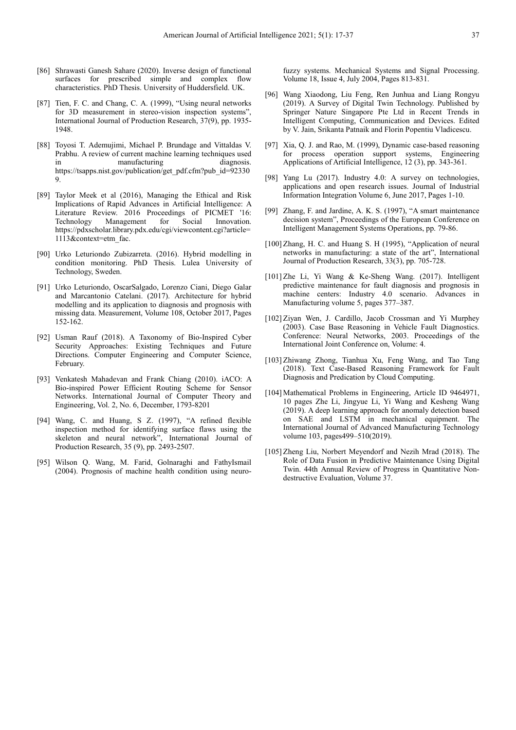[86] Shrawasti Ganesh Sahare (2020). Inverse design of functional surfaces for prescribed simple and complex flow characteristics. PhD Thesis. University of Huddersfield. UK.

[87] Tien, F. C. and Chang, C. A. (1999), "Using neural networks for 3D measurement in stereo-vision inspection systems", International Journal of Production Research, 37(9), pp. 1935-1948.

[88] Toyosi T. Ademujimi, Michael P. Brundage and Vittaldas V. Prabhu. A review of current machine learning techniques used in manufacturing diagnosis. https://tsapps.nist.gov/publication/get_pdf.cfm?pub_id=923309.

[89] Taylor Meek et al (2016), Managing the Ethical and Risk Implications of Rapid Advances in Artificial Intelligence: A Literature Review. 2016 Proceedings of PICMET '16: Technology Management for Social Innovation. https://pdxscholar.library.pdx.edu/cgi/viewcontent.cgi?article=1113&context=etm_fac.

[90] Urko Leturiondo Zubizarreta. (2016). Hybrid modelling in condition monitoring. PhD Thesis. Lulea University of Technology, Sweden.

[91] Urko Leturiondo, OscarSalgado, Lorenzo Ciani, Diego Galar and Marcantonio Catelani. (2017). Architecture for hybrid modelling and its application to diagnosis and prognosis with missing data. Measurement, Volume 108, October 2017, Pages 152-162.

[92] Usman Rauf (2018). A Taxonomy of Bio-Inspired Cyber Security Approaches: Existing Techniques and Future Directions. Computer Engineering and Computer Science, February.

[93] Venkatesh Mahadevan and Frank Chiang (2010). iACO: A Bio-inspired Power Efficient Routing Scheme for Sensor Networks. International Journal of Computer Theory and Engineering, Vol. 2, No. 6, December, 1793-8201

[94] Wang, C. and Huang, S Z. (1997), "A refined flexible inspection method for identifying surface flaws using the skeleton and neural network", International Journal of Production Research, 35 (9), pp. 2493-2507.

[95] Wilson Q. Wang, M. Farid, Golnaraghi and FathyIsmail (2004). Prognosis of machine health condition using neuro-fuzzy systems. Mechanical Systems and Signal Processing. Volume 18, Issue 4, July 2004, Pages 813-831.

[96] Wang Xiaodong, Liu Feng, Ren Junhua and Liang Rongyu (2019). A Survey of Digital Twin Technology. Published by Springer Nature Singapore Pte Ltd in Recent Trends in Intelligent Computing, Communication and Devices. Edited by V. Jain, Srikanta Patnaik and Florin Popentiu Vladicescu.

[97] Xia, Q. J. and Rao, M. (1999), Dynamic case-based reasoning for process operation support systems, Engineering Applications of Artificial Intelligence, 12 (3), pp. 343-361.

[98] Yang Lu (2017). Industry 4.0: A survey on technologies, applications and open research issues. Journal of Industrial Information Integration Volume 6, June 2017, Pages 1-10.

[99] Zhang, F. and Jardine, A. K. S. (1997), "A smart maintenance decision system", Proceedings of the European Conference on Intelligent Management Systems Operations, pp. 79-86.

[100] Zhang, H. C. and Huang S. H (1995), "Application of neural networks in manufacturing: a state of the art", International Journal of Production Research, 33(3), pp. 705-728.

[101] Zhe Li, Yi Wang & Ke-Sheng Wang. (2017). Intelligent predictive maintenance for fault diagnosis and prognosis in machine centers: Industry 4.0 scenario. Advances in Manufacturing volume 5, pages 377–387.

[102] Ziyan Wen, J. Cardillo, Jacob Crossman and Yi Murphey (2003). Case Base Reasoning in Vehicle Fault Diagnostics. Conference: Neural Networks, 2003. Proceedings of the International Joint Conference on, Volume: 4.

[103] Zhiwang Zhong, Tianhua Xu, Feng Wang, and Tao Tang (2018). Text Case-Based Reasoning Framework for Fault Diagnosis and Predication by Cloud Computing.

[104] Mathematical Problems in Engineering, Article ID 9464971, 10 pages Zhe Li, Jingyue Li, Yi Wang and Kesheng Wang (2019). A deep learning approach for anomaly detection based on SAE and LSTM in mechanical equipment. The International Journal of Advanced Manufacturing Technology volume 103, pages499–510(2019).

[105] Zheng Liu, Norbert Meyendorf and Nezih Mrad (2018). The Role of Data Fusion in Predictive Maintenance Using Digital Twin. 44th Annual Review of Progress in Quantitative Non-destructive Evaluation, Volume 37.